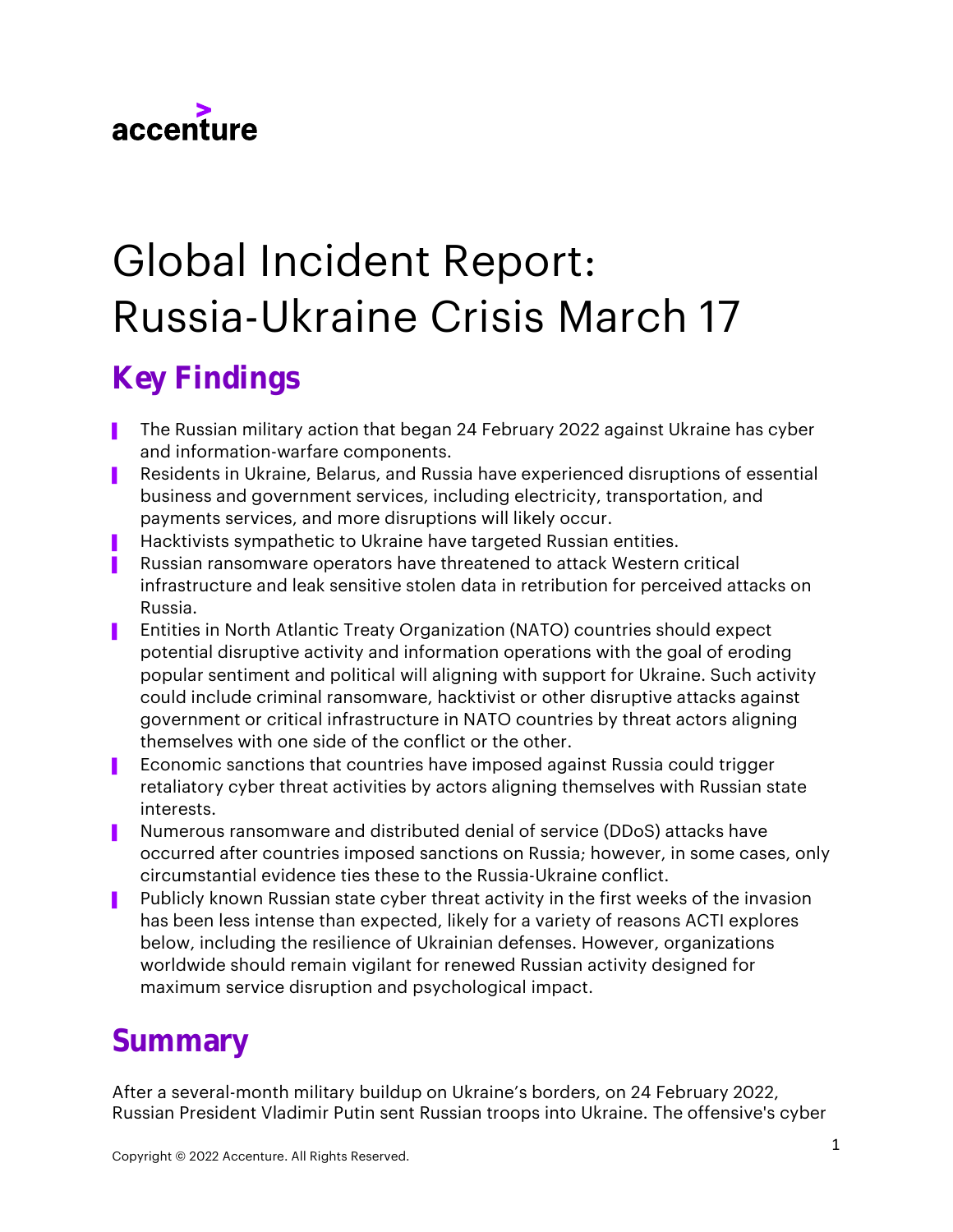accenture

# Global Incident Report: Russia-Ukraine Crisis March 17

## Key Findings

- The Russian military action that began 24 February 2022 against Ukraine has cyber and information-warfare components.
- Residents in Ukraine, Belarus, and Russia have experienced disruptions of essential business and government services, including electricity, transportation, and payments services, and more disruptions will likely occur.
- Hacktivists sympathetic to Ukraine have targeted Russian entities.
- Russian ransomware operators have threatened to attack Western critical infrastructure and leak sensitive stolen data in retribution for perceived attacks on Russia.
- Entities in North Atlantic Treaty Organization (NATO) countries should expect potential disruptive activity and information operations with the goal of eroding popular sentiment and political will aligning with support for Ukraine. Such activity could include criminal ransomware, hacktivist or other disruptive attacks against government or critical infrastructure in NATO countries by threat actors aligning themselves with one side of the conflict or the other.
- Economic sanctions that countries have imposed against Russia could trigger retaliatory cyber threat activities by actors aligning themselves with Russian state interests.
- Numerous ransomware and distributed denial of service (DDoS) attacks have occurred after countries imposed sanctions on Russia; however, in some cases, only circumstantial evidence ties these to the Russia-Ukraine conflict.
- Publicly known Russian state cyber threat activity in the first weeks of the invasion has been less intense than expected, likely for a variety of reasons ACTI explores below, including the resilience of Ukrainian defenses. However, organizations worldwide should remain vigilant for renewed Russian activity designed for maximum service disruption and psychological impact.

## Summary

After a several-month military buildup on Ukraine's borders, on 24 February 2022, Russian President Vladimir Putin sent Russian troops into Ukraine. The offensive's cyber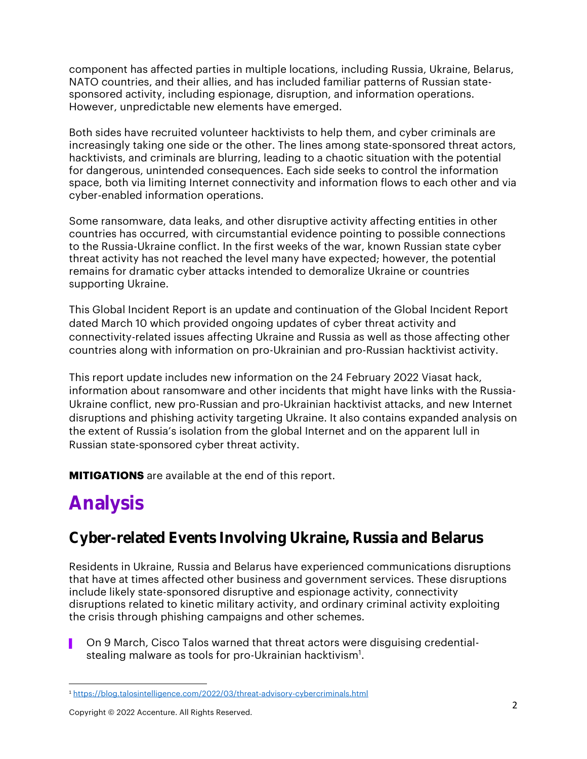component has affected parties in multiple locations, including Russia, Ukraine, Belarus, NATO countries, and their allies, and has included familiar patterns of Russian state-sponsored activity, including espionage, disruption, and information operations. However, unpredictable new elements have emerged.

Both sides have recruited volunteer hacktivists to help them, and cyber criminals are increasingly taking one side or the other. The lines among state-sponsored threat actors, hacktivists, and criminals are blurring, leading to a chaotic situation with the potential for dangerous, unintended consequences. Each side seeks to control the information space, both via limiting Internet connectivity and information flows to each other and via cyber-enabled information operations.

Some ransomware, data leaks, and other disruptive activity affecting entities in other countries has occurred, with circumstantial evidence pointing to possible connections to the Russia-Ukraine conflict. In the first weeks of the war, known Russian state cyber threat activity has not reached the level many have expected; however, the potential remains for dramatic cyber attacks intended to demoralize Ukraine or countries supporting Ukraine.

This Global Incident Report is an update and continuation of the Global Incident Report dated March 10 which provided ongoing updates of cyber threat activity and connectivity-related issues affecting Ukraine and Russia as well as those affecting other countries along with information on pro-Ukrainian and pro-Russian hacktivist activity.

This report update includes new information on the 24 February 2022 Viasat hack, information about ransomware and other incidents that might have links with the Russia-Ukraine conflict, new pro-Russian and pro-Ukrainian hacktivist attacks, and new Internet disruptions and phishing activity targeting Ukraine. It also contains expanded analysis on the extent of Russia's isolation from the global Internet and on the apparent lull in Russian state-sponsored cyber threat activity.

**MITIGATIONS** are available at the end of this report.

# Analysis

## Cyber-related Events Involving Ukraine, Russia and Belarus

Residents in Ukraine, Russia and Belarus have experienced communications disruptions that have at times affected other business and government services. These disruptions include likely state-sponsored disruptive and espionage activity, connectivity disruptions related to kinetic military activity, and ordinary criminal activity exploiting the crisis through phishing campaigns and other schemes.

- On 9 March, Cisco Talos warned that threat actors were disguising credential-stealing malware as tools for pro-Ukrainian hacktivism[1].

[1] https://blog.talosintelligence.com/2022/03/threat-advisory-cybercriminals.html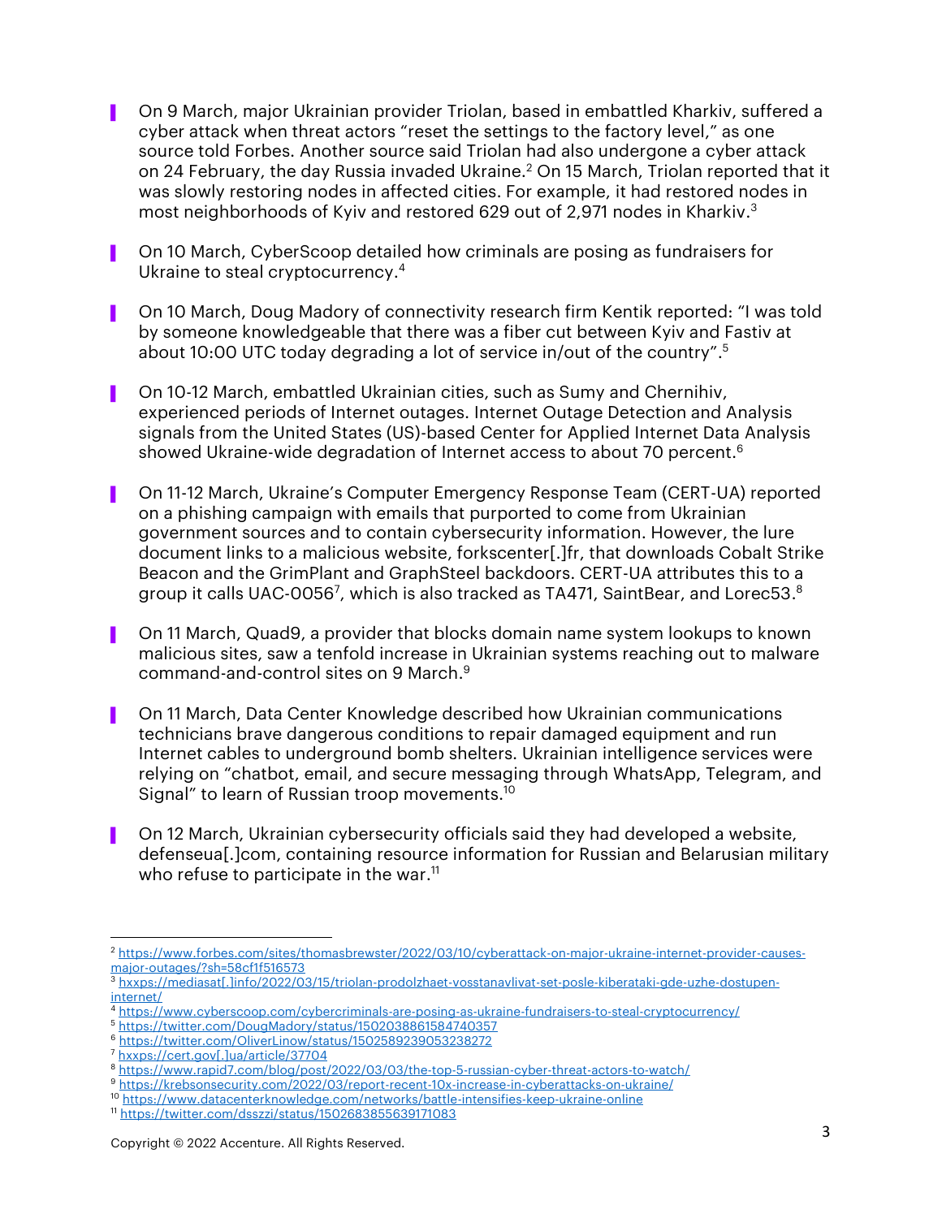- On 9 March, major Ukrainian provider Triolan, based in embattled Kharkiv, suffered a cyber attack when threat actors "reset the settings to the factory level," as one source told Forbes. Another source said Triolan had also undergone a cyber attack on 24 February, the day Russia invaded Ukraine.[2] On 15 March, Triolan reported that it was slowly restoring nodes in affected cities. For example, it had restored nodes in most neighborhoods of Kyiv and restored 629 out of 2,971 nodes in Kharkiv.[3]

- On 10 March, CyberScoop detailed how criminals are posing as fundraisers for Ukraine to steal cryptocurrency.[4]

- On 10 March, Doug Madory of connectivity research firm Kentik reported: "I was told by someone knowledgeable that there was a fiber cut between Kyiv and Fastiv at about 10:00 UTC today degrading a lot of service in/out of the country".[5]

- On 10-12 March, embattled Ukrainian cities, such as Sumy and Chernihiv, experienced periods of Internet outages. Internet Outage Detection and Analysis signals from the United States (US)-based Center for Applied Internet Data Analysis showed Ukraine-wide degradation of Internet access to about 70 percent.[6]

- On 11-12 March, Ukraine's Computer Emergency Response Team (CERT-UA) reported on a phishing campaign with emails that purported to come from Ukrainian government sources and to contain cybersecurity information. However, the lure document links to a malicious website, forkscenter[.]fr, that downloads Cobalt Strike Beacon and the GrimPlant and GraphSteel backdoors. CERT-UA attributes this to a group it calls UAC-0056[7], which is also tracked as TA471, SaintBear, and Lorec53.[8]

- On 11 March, Quad9, a provider that blocks domain name system lookups to known malicious sites, saw a tenfold increase in Ukrainian systems reaching out to malware command-and-control sites on 9 March.[9]

- On 11 March, Data Center Knowledge described how Ukrainian communications technicians brave dangerous conditions to repair damaged equipment and run Internet cables to underground bomb shelters. Ukrainian intelligence services were relying on "chatbot, email, and secure messaging through WhatsApp, Telegram, and Signal" to learn of Russian troop movements.[10]

- On 12 March, Ukrainian cybersecurity officials said they had developed a website, defenseua[.]com, containing resource information for Russian and Belarusian military who refuse to participate in the war.[11]

---

[2] https://www.forbes.com/sites/thomasbrewster/2022/03/10/cyberattack-on-major-ukraine-internet-provider-causes-major-outages/?sh=58cf1f516573

[3] hxxps://mediasat[.]info/2022/03/15/triolan-prodolzhaet-vosstanavlivat-set-posle-kiberataki-gde-uzhe-dostupen-internet/

[4] https://www.cyberscoop.com/cybercriminals-are-posing-as-ukraine-fundraisers-to-steal-cryptocurrency/

[5] https://twitter.com/DougMadory/status/1502038861584740357

[6] https://twitter.com/OliverLinow/status/1502589239053238272

[7] hxxps://cert.gov[.]ua/article/37704

[8] https://www.rapid7.com/blog/post/2022/03/03/the-top-5-russian-cyber-threat-actors-to-watch/

[9] https://krebsonsecurity.com/2022/03/report-recent-10x-increase-in-cyberattacks-on-ukraine/

[10] https://www.datacenterknowledge.com/networks/battle-intensifies-keep-ukraine-online

[11] https://twitter.com/dsszzi/status/1502683855639171083

Copyright © 2022 Accenture. All Rights Reserved.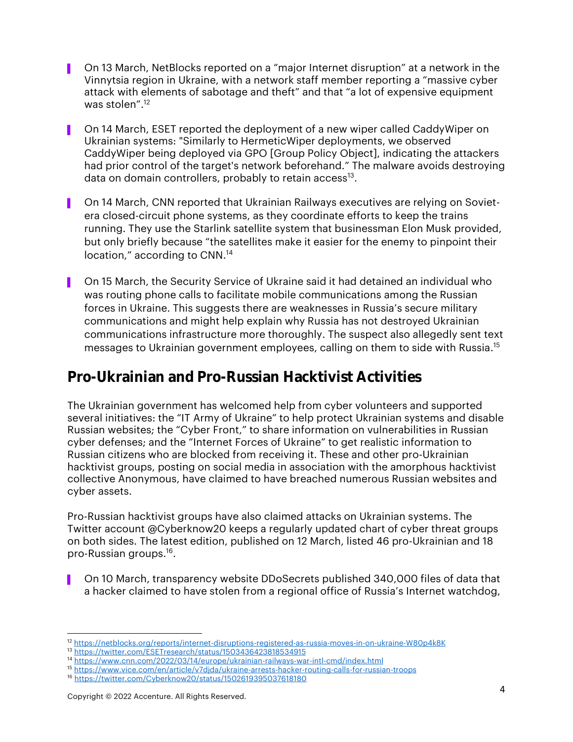- On 13 March, NetBlocks reported on a "major Internet disruption" at a network in the Vinnytsia region in Ukraine, with a network staff member reporting a "massive cyber attack with elements of sabotage and theft" and that "a lot of expensive equipment was stolen".[12]

- On 14 March, ESET reported the deployment of a new wiper called CaddyWiper on Ukrainian systems: "Similarly to HermeticWiper deployments, we observed CaddyWiper being deployed via GPO [Group Policy Object], indicating the attackers had prior control of the target's network beforehand." The malware avoids destroying data on domain controllers, probably to retain access[13].

- On 14 March, CNN reported that Ukrainian Railways executives are relying on Soviet-era closed-circuit phone systems, as they coordinate efforts to keep the trains running. They use the Starlink satellite system that businessman Elon Musk provided, but only briefly because "the satellites make it easier for the enemy to pinpoint their location," according to CNN.[14]

- On 15 March, the Security Service of Ukraine said it had detained an individual who was routing phone calls to facilitate mobile communications among the Russian forces in Ukraine. This suggests there are weaknesses in Russia's secure military communications and might help explain why Russia has not destroyed Ukrainian communications infrastructure more thoroughly. The suspect also allegedly sent text messages to Ukrainian government employees, calling on them to side with Russia.[15]

## Pro-Ukrainian and Pro-Russian Hacktivist Activities

The Ukrainian government has welcomed help from cyber volunteers and supported several initiatives: the "IT Army of Ukraine" to help protect Ukrainian systems and disable Russian websites; the "Cyber Front," to share information on vulnerabilities in Russian cyber defenses; and the "Internet Forces of Ukraine" to get realistic information to Russian citizens who are blocked from receiving it. These and other pro-Ukrainian hacktivist groups, posting on social media in association with the amorphous hacktivist collective Anonymous, have claimed to have breached numerous Russian websites and cyber assets.

Pro-Russian hacktivist groups have also claimed attacks on Ukrainian systems. The Twitter account @Cyberknow20 keeps a regularly updated chart of cyber threat groups on both sides. The latest edition, published on 12 March, listed 46 pro-Ukrainian and 18 pro-Russian groups.[16].

- On 10 March, transparency website DDoSecrets published 340,000 files of data that a hacker claimed to have stolen from a regional office of Russia's Internet watchdog,

---

[12] https://netblocks.org/reports/internet-disruptions-registered-as-russia-moves-in-on-ukraine-W80p4k8K
[13] https://twitter.com/ESETresearch/status/1503436423818534915
[14] https://www.cnn.com/2022/03/14/europe/ukrainian-railways-war-intl-cmd/index.html
[15] https://www.vice.com/en/article/v7djda/ukraine-arrests-hacker-routing-calls-for-russian-troops
[16] https://twitter.com/Cyberknow20/status/1502619395037618180

Copyright © 2022 Accenture. All Rights Reserved.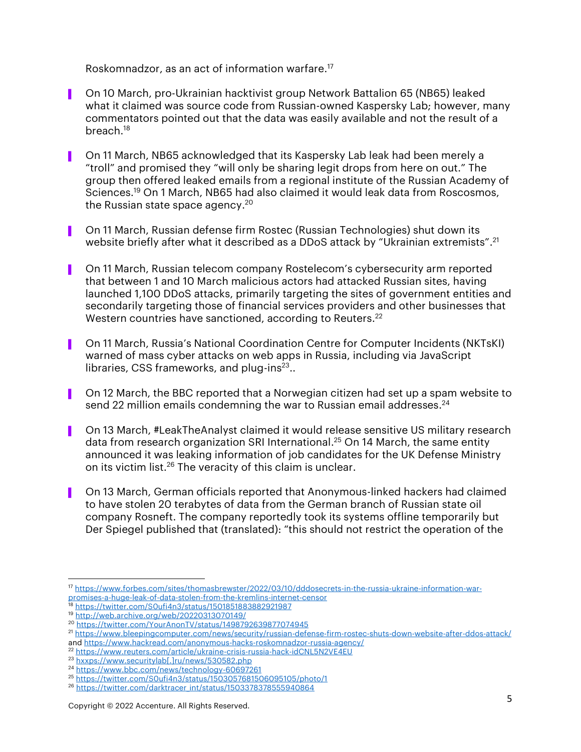Roskomnadzor, as an act of information warfare.[17]

- On 10 March, pro-Ukrainian hacktivist group Network Battalion 65 (NB65) leaked what it claimed was source code from Russian-owned Kaspersky Lab; however, many commentators pointed out that the data was easily available and not the result of a breach.[18]

- On 11 March, NB65 acknowledged that its Kaspersky Lab leak had been merely a "troll" and promised they "will only be sharing legit drops from here on out." The group then offered leaked emails from a regional institute of the Russian Academy of Sciences.[19] On 1 March, NB65 had also claimed it would leak data from Roscosmos, the Russian state space agency.[20]

- On 11 March, Russian defense firm Rostec (Russian Technologies) shut down its website briefly after what it described as a DDoS attack by "Ukrainian extremists".[21]

- On 11 March, Russian telecom company Rostelecom's cybersecurity arm reported that between 1 and 10 March malicious actors had attacked Russian sites, having launched 1,100 DDoS attacks, primarily targeting the sites of government entities and secondarily targeting those of financial services providers and other businesses that Western countries have sanctioned, according to Reuters.[22]

- On 11 March, Russia's National Coordination Centre for Computer Incidents (NKTsKI) warned of mass cyber attacks on web apps in Russia, including via JavaScript libraries, CSS frameworks, and plug-ins[23]..

- On 12 March, the BBC reported that a Norwegian citizen had set up a spam website to send 22 million emails condemning the war to Russian email addresses.[24]

- On 13 March, #LeakTheAnalyst claimed it would release sensitive US military research data from research organization SRI International.[25] On 14 March, the same entity announced it was leaking information of job candidates for the UK Defense Ministry on its victim list.[26] The veracity of this claim is unclear.

- On 13 March, German officials reported that Anonymous-linked hackers had claimed to have stolen 20 terabytes of data from the German branch of Russian state oil company Rosneft. The company reportedly took its systems offline temporarily but Der Spiegel published that (translated): "this should not restrict the operation of the

---

[17] https://www.forbes.com/sites/thomasbrewster/2022/03/10/dddosecrets-in-the-russia-ukraine-information-war-promises-a-huge-leak-of-data-stolen-from-the-kremlins-internet-censor
[18] https://twitter.com/S0ufi4n3/status/1501851883882921987
[19] http://web.archive.org/web/20220313070149/
[20] https://twitter.com/YourAnonTV/status/1498792639877074945
[21] https://www.bleepingcomputer.com/news/security/russian-defense-firm-rostec-shuts-down-website-after-ddos-attack/ and https://www.hackread.com/anonymous-hacks-roskomnadzor-russia-agency/
[22] https://www.reuters.com/article/ukraine-crisis-russia-hack-idCNL5N2VE4EU
[23] hxxps://www.securitylab[.]ru/news/530582.php
[24] https://www.bbc.com/news/technology-60697261
[25] https://twitter.com/S0ufi4n3/status/1503057681506095105/photo/1
[26] https://twitter.com/darktracer_int/status/1503378378555940864

Copyright © 2022 Accenture. All Rights Reserved.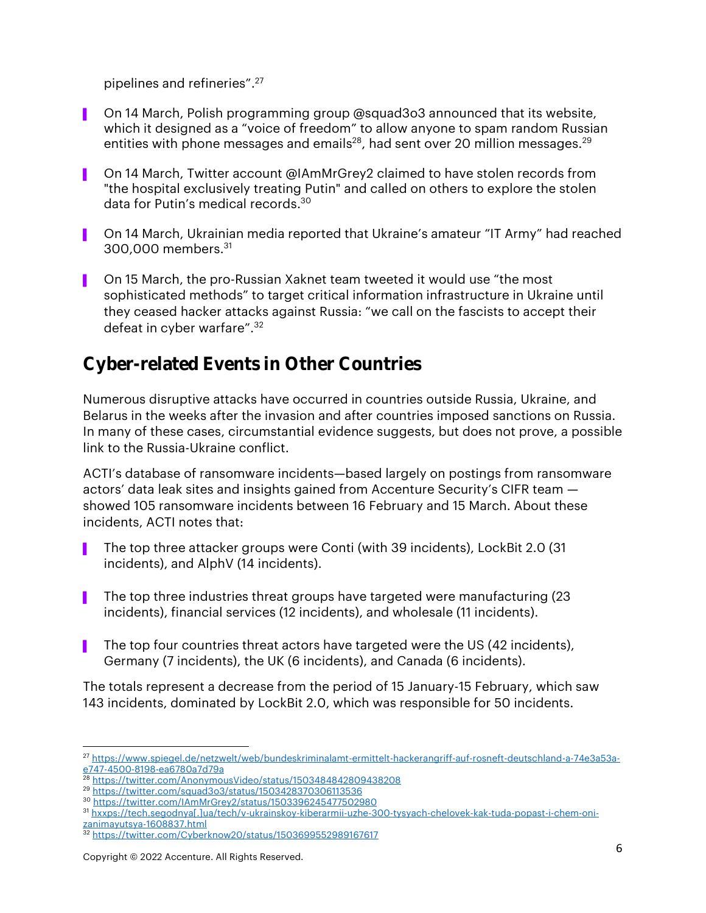pipelines and refineries".[27]

- On 14 March, Polish programming group @squad3o3 announced that its website, which it designed as a "voice of freedom" to allow anyone to spam random Russian entities with phone messages and emails[28], had sent over 20 million messages.[29]
- On 14 March, Twitter account @IAmMrGrey2 claimed to have stolen records from "the hospital exclusively treating Putin" and called on others to explore the stolen data for Putin's medical records.[30]
- On 14 March, Ukrainian media reported that Ukraine's amateur "IT Army" had reached 300,000 members.[31]
- On 15 March, the pro-Russian Xaknet team tweeted it would use "the most sophisticated methods" to target critical information infrastructure in Ukraine until they ceased hacker attacks against Russia: "we call on the fascists to accept their defeat in cyber warfare".[32]

## Cyber-related Events in Other Countries

Numerous disruptive attacks have occurred in countries outside Russia, Ukraine, and Belarus in the weeks after the invasion and after countries imposed sanctions on Russia. In many of these cases, circumstantial evidence suggests, but does not prove, a possible link to the Russia-Ukraine conflict.

ACTI's database of ransomware incidents—based largely on postings from ransomware actors' data leak sites and insights gained from Accenture Security's CIFR team — showed 105 ransomware incidents between 16 February and 15 March. About these incidents, ACTI notes that:

- The top three attacker groups were Conti (with 39 incidents), LockBit 2.0 (31 incidents), and AlphV (14 incidents).
- The top three industries threat groups have targeted were manufacturing (23 incidents), financial services (12 incidents), and wholesale (11 incidents).
- The top four countries threat actors have targeted were the US (42 incidents), Germany (7 incidents), the UK (6 incidents), and Canada (6 incidents).

The totals represent a decrease from the period of 15 January-15 February, which saw 143 incidents, dominated by LockBit 2.0, which was responsible for 50 incidents.

---

[27] https://www.spiegel.de/netzwelt/web/bundeskriminalamt-ermittelt-hackerangriff-auf-rosneft-deutschland-a-74e3a53a-e747-4500-8198-ea6780a7d79a
[28] https://twitter.com/AnonymousVideo/status/1503484842809438208
[29] https://twitter.com/squad3o3/status/1503428370306113536
[30] https://twitter.com/IAmMrGrey2/status/1503396245477502980
[31] hxxps://tech.segodnya[.]ua/tech/v-ukrainskoy-kiberarmii-uzhe-300-tysyach-chelovek-kak-tuda-popast-i-chem-oni-zanimayutsya-1608837.html
[32] https://twitter.com/Cyberknow20/status/1503699552989167617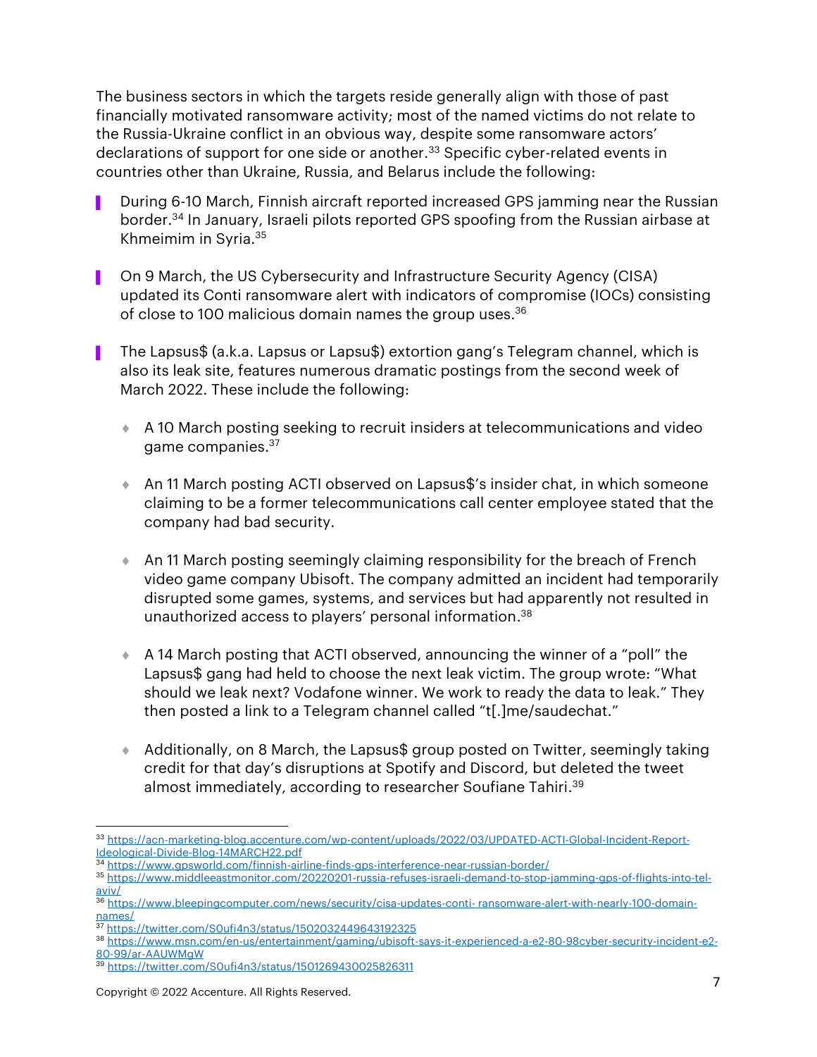The business sectors in which the targets reside generally align with those of past financially motivated ransomware activity; most of the named victims do not relate to the Russia-Ukraine conflict in an obvious way, despite some ransomware actors' declarations of support for one side or another.[33] Specific cyber-related events in countries other than Ukraine, Russia, and Belarus include the following:

- During 6-10 March, Finnish aircraft reported increased GPS jamming near the Russian border.[34] In January, Israeli pilots reported GPS spoofing from the Russian airbase at Khmeimim in Syria.[35]
- On 9 March, the US Cybersecurity and Infrastructure Security Agency (CISA) updated its Conti ransomware alert with indicators of compromise (IOCs) consisting of close to 100 malicious domain names the group uses.[36]
- The Lapsus$ (a.k.a. Lapsus or Lapsu$) extortion gang's Telegram channel, which is also its leak site, features numerous dramatic postings from the second week of March 2022. These include the following:
  - A 10 March posting seeking to recruit insiders at telecommunications and video game companies.[37]
  - An 11 March posting ACTI observed on Lapsus$'s insider chat, in which someone claiming to be a former telecommunications call center employee stated that the company had bad security.
  - An 11 March posting seemingly claiming responsibility for the breach of French video game company Ubisoft. The company admitted an incident had temporarily disrupted some games, systems, and services but had apparently not resulted in unauthorized access to players' personal information.[38]
  - A 14 March posting that ACTI observed, announcing the winner of a "poll" the Lapsus$ gang had held to choose the next leak victim. The group wrote: "What should we leak next? Vodafone winner. We work to ready the data to leak." They then posted a link to a Telegram channel called "t[.]me/saudechat."
  - Additionally, on 8 March, the Lapsus$ group posted on Twitter, seemingly taking credit for that day's disruptions at Spotify and Discord, but deleted the tweet almost immediately, according to researcher Soufiane Tahiri.[39]

---

[33] https://acn-marketing-blog.accenture.com/wp-content/uploads/2022/03/UPDATED-ACTI-Global-Incident-Report-Ideological-Divide-Blog-14MARCH22.pdf

[34] https://www.gpsworld.com/finnish-airline-finds-gps-interference-near-russian-border/

[35] https://www.middleeastmonitor.com/20220201-russia-refuses-israeli-demand-to-stop-jamming-gps-of-flights-into-tel-aviv/

[36] https://www.bleepingcomputer.com/news/security/cisa-updates-conti- ransomware-alert-with-nearly-100-domain-names/

[37] https://twitter.com/S0ufi4n3/status/1502032449643192325

[38] https://www.msn.com/en-us/entertainment/gaming/ubisoft-says-it-experienced-a-e2-80-98cyber-security-incident-e2-80-99/ar-AAUWMgW

[39] https://twitter.com/S0ufi4n3/status/1501269430025826311

Copyright © 2022 Accenture. All Rights Reserved.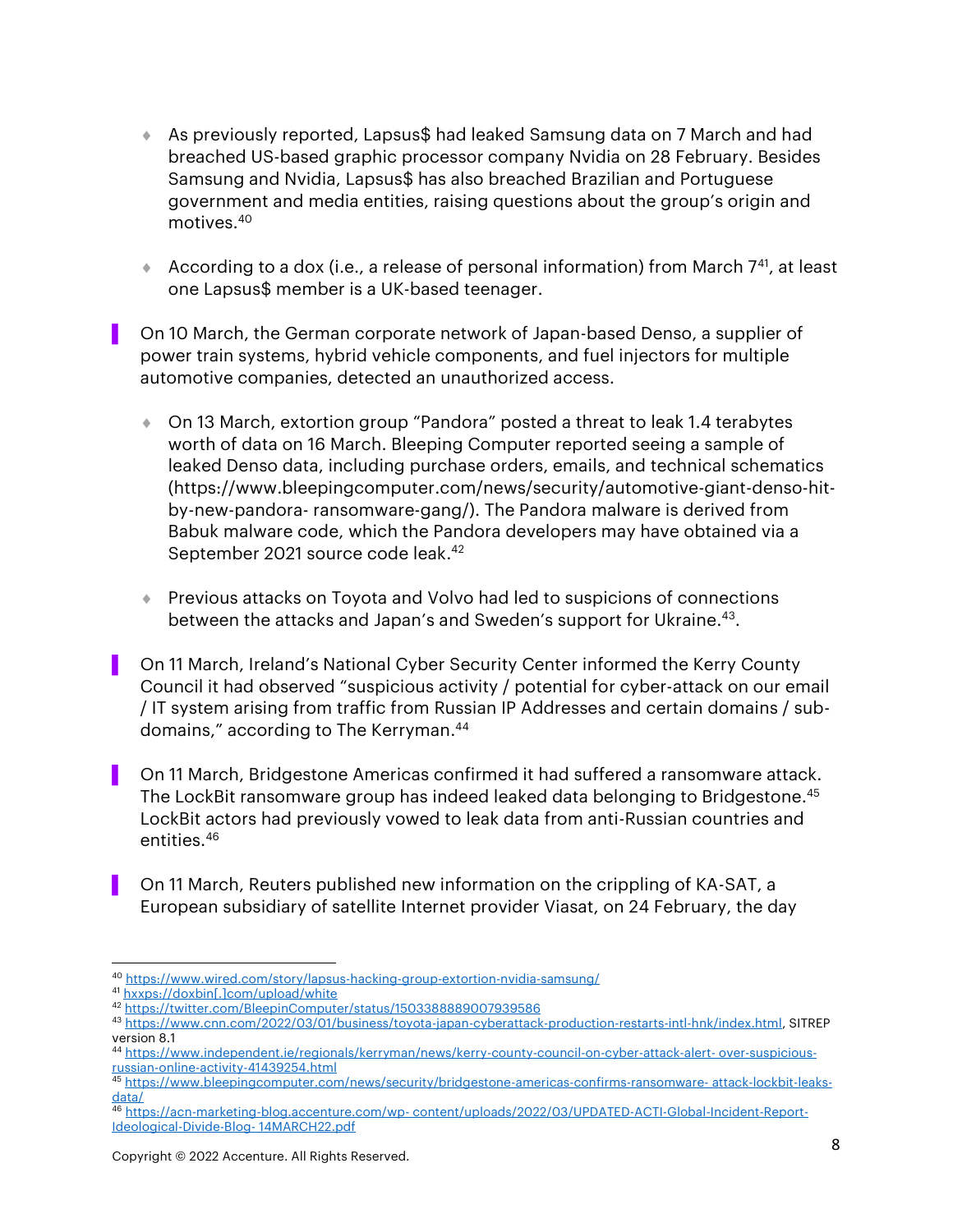- As previously reported, Lapsus$ had leaked Samsung data on 7 March and had breached US-based graphic processor company Nvidia on 28 February. Besides Samsung and Nvidia, Lapsus$ has also breached Brazilian and Portuguese government and media entities, raising questions about the group's origin and motives.[40]

- According to a dox (i.e., a release of personal information) from March 7[41], at least one Lapsus$ member is a UK-based teenager.

- On 10 March, the German corporate network of Japan-based Denso, a supplier of power train systems, hybrid vehicle components, and fuel injectors for multiple automotive companies, detected an unauthorized access.

  - On 13 March, extortion group "Pandora" posted a threat to leak 1.4 terabytes worth of data on 16 March. Bleeping Computer reported seeing a sample of leaked Denso data, including purchase orders, emails, and technical schematics (https://www.bleepingcomputer.com/news/security/automotive-giant-denso-hit-by-new-pandora- ransomware-gang/). The Pandora malware is derived from Babuk malware code, which the Pandora developers may have obtained via a September 2021 source code leak.[42]

  - Previous attacks on Toyota and Volvo had led to suspicions of connections between the attacks and Japan's and Sweden's support for Ukraine.[43].

- On 11 March, Ireland's National Cyber Security Center informed the Kerry County Council it had observed "suspicious activity / potential for cyber-attack on our email / IT system arising from traffic from Russian IP Addresses and certain domains / sub-domains," according to The Kerryman.[44]

- On 11 March, Bridgestone Americas confirmed it had suffered a ransomware attack. The LockBit ransomware group has indeed leaked data belonging to Bridgestone.[45] LockBit actors had previously vowed to leak data from anti-Russian countries and entities.[46]

- On 11 March, Reuters published new information on the crippling of KA-SAT, a European subsidiary of satellite Internet provider Viasat, on 24 February, the day

---

[40] https://www.wired.com/story/lapsus-hacking-group-extortion-nvidia-samsung/

[41] hxxps://doxbin[.]com/upload/white

[42] https://twitter.com/BleepinComputer/status/1503388889007939586

[43] https://www.cnn.com/2022/03/01/business/toyota-japan-cyberattack-production-restarts-intl-hnk/index.html, SITREP version 8.1

[44] https://www.independent.ie/regionals/kerryman/news/kerry-county-council-on-cyber-attack-alert- over-suspicious-russian-online-activity-41439254.html

[45] https://www.bleepingcomputer.com/news/security/bridgestone-americas-confirms-ransomware- attack-lockbit-leaks-data/

[46] https://acn-marketing-blog.accenture.com/wp- content/uploads/2022/03/UPDATED-ACTI-Global-Incident-Report-Ideological-Divide-Blog- 14MARCH22.pdf

Copyright © 2022 Accenture. All Rights Reserved.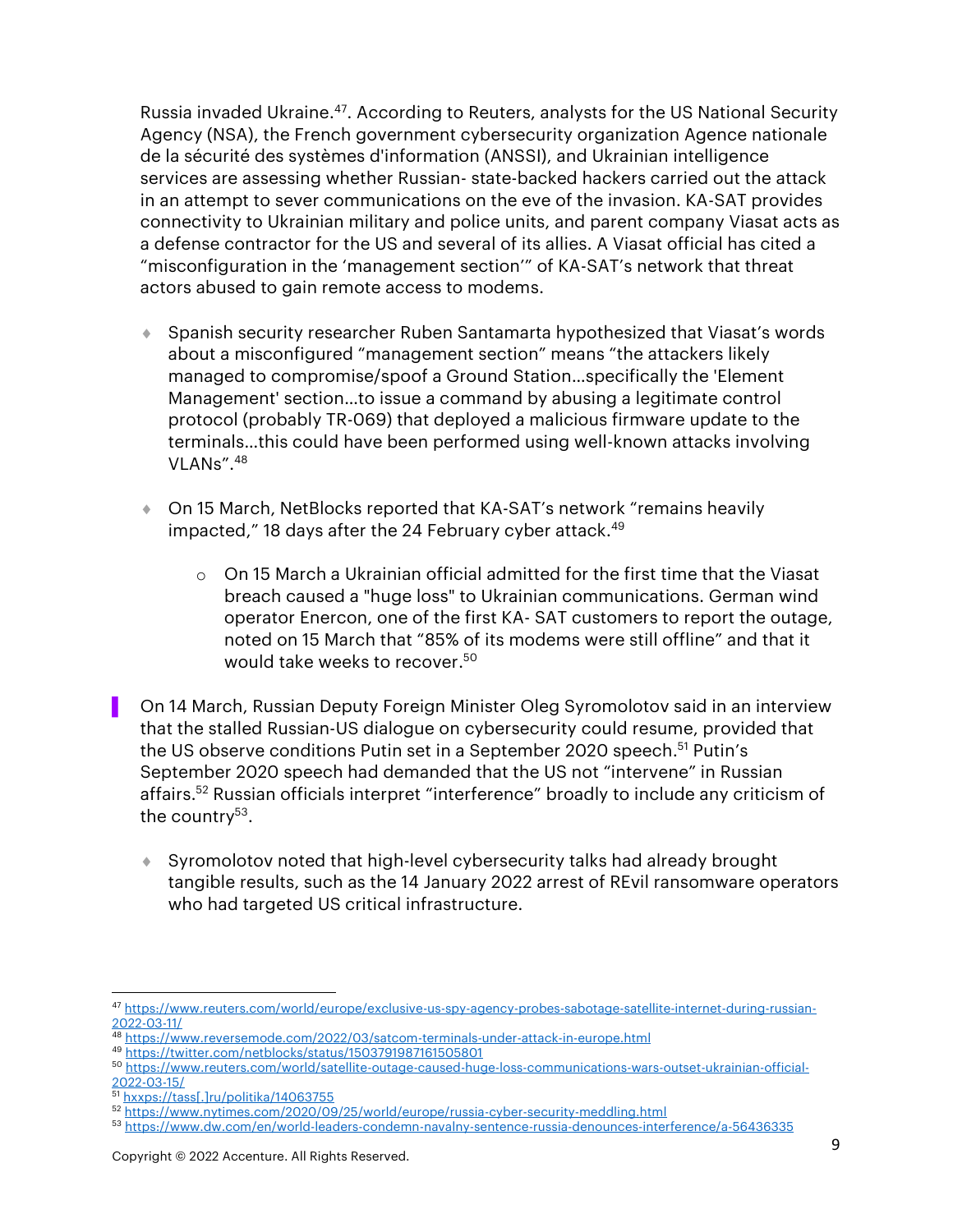Russia invaded Ukraine.[47]. According to Reuters, analysts for the US National Security Agency (NSA), the French government cybersecurity organization Agence nationale de la sécurité des systèmes d'information (ANSSI), and Ukrainian intelligence services are assessing whether Russian- state-backed hackers carried out the attack in an attempt to sever communications on the eve of the invasion. KA-SAT provides connectivity to Ukrainian military and police units, and parent company Viasat acts as a defense contractor for the US and several of its allies. A Viasat official has cited a "misconfiguration in the 'management section'" of KA-SAT's network that threat actors abused to gain remote access to modems.

- Spanish security researcher Ruben Santamarta hypothesized that Viasat's words about a misconfigured "management section" means "the attackers likely managed to compromise/spoof a Ground Station…specifically the 'Element Management' section…to issue a command by abusing a legitimate control protocol (probably TR-069) that deployed a malicious firmware update to the terminals…this could have been performed using well-known attacks involving VLANs".[48]

- On 15 March, NetBlocks reported that KA-SAT's network "remains heavily impacted," 18 days after the 24 February cyber attack.[49]

  - On 15 March a Ukrainian official admitted for the first time that the Viasat breach caused a "huge loss" to Ukrainian communications. German wind operator Enercon, one of the first KA- SAT customers to report the outage, noted on 15 March that "85% of its modems were still offline" and that it would take weeks to recover.[50]

On 14 March, Russian Deputy Foreign Minister Oleg Syromolotov said in an interview that the stalled Russian-US dialogue on cybersecurity could resume, provided that the US observe conditions Putin set in a September 2020 speech.[51] Putin's September 2020 speech had demanded that the US not "intervene" in Russian affairs.[52] Russian officials interpret "interference" broadly to include any criticism of the country[53].

- Syromolotov noted that high-level cybersecurity talks had already brought tangible results, such as the 14 January 2022 arrest of REvil ransomware operators who had targeted US critical infrastructure.

---

[47] https://www.reuters.com/world/europe/exclusive-us-spy-agency-probes-sabotage-satellite-internet-during-russian-2022-03-11/
[48] https://www.reversemode.com/2022/03/satcom-terminals-under-attack-in-europe.html
[49] https://twitter.com/netblocks/status/1503791987161505801
[50] https://www.reuters.com/world/satellite-outage-caused-huge-loss-communications-wars-outset-ukrainian-official-2022-03-15/
[51] hxxps://tass[.]ru/politika/14063755
[52] https://www.nytimes.com/2020/09/25/world/europe/russia-cyber-security-meddling.html
[53] https://www.dw.com/en/world-leaders-condemn-navalny-sentence-russia-denounces-interference/a-56436335

Copyright © 2022 Accenture. All Rights Reserved.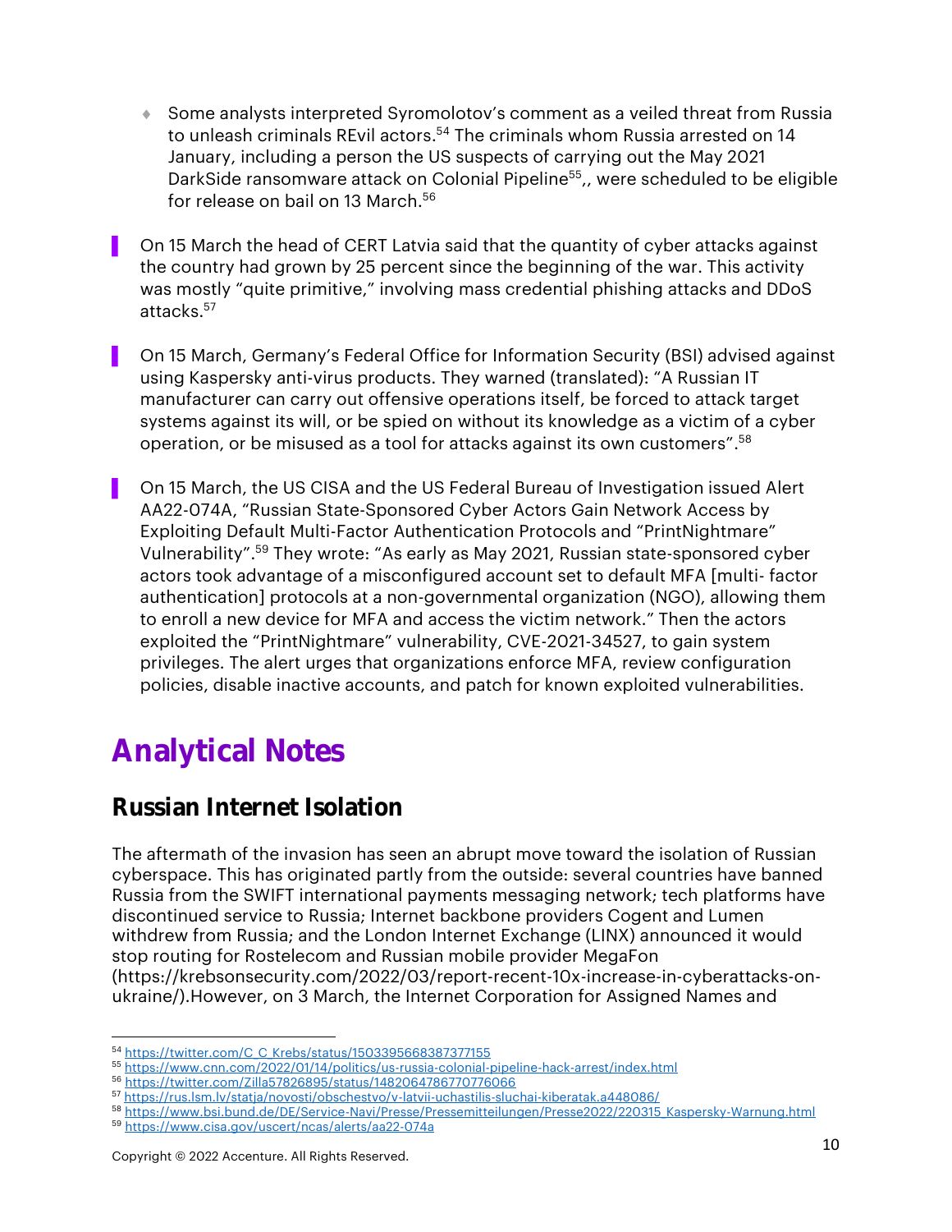- Some analysts interpreted Syromolotov's comment as a veiled threat from Russia to unleash criminals REvil actors.[54] The criminals whom Russia arrested on 14 January, including a person the US suspects of carrying out the May 2021 DarkSide ransomware attack on Colonial Pipeline[55],, were scheduled to be eligible for release on bail on 13 March.[56]

- On 15 March the head of CERT Latvia said that the quantity of cyber attacks against the country had grown by 25 percent since the beginning of the war. This activity was mostly "quite primitive," involving mass credential phishing attacks and DDoS attacks.[57]

- On 15 March, Germany's Federal Office for Information Security (BSI) advised against using Kaspersky anti-virus products. They warned (translated): "A Russian IT manufacturer can carry out offensive operations itself, be forced to attack target systems against its will, or be spied on without its knowledge as a victim of a cyber operation, or be misused as a tool for attacks against its own customers".[58]

- On 15 March, the US CISA and the US Federal Bureau of Investigation issued Alert AA22-074A, "Russian State-Sponsored Cyber Actors Gain Network Access by Exploiting Default Multi-Factor Authentication Protocols and "PrintNightmare" Vulnerability".[59] They wrote: "As early as May 2021, Russian state-sponsored cyber actors took advantage of a misconfigured account set to default MFA [multi- factor authentication] protocols at a non-governmental organization (NGO), allowing them to enroll a new device for MFA and access the victim network." Then the actors exploited the "PrintNightmare" vulnerability, CVE-2021-34527, to gain system privileges. The alert urges that organizations enforce MFA, review configuration policies, disable inactive accounts, and patch for known exploited vulnerabilities.

# Analytical Notes

## Russian Internet Isolation

The aftermath of the invasion has seen an abrupt move toward the isolation of Russian cyberspace. This has originated partly from the outside: several countries have banned Russia from the SWIFT international payments messaging network; tech platforms have discontinued service to Russia; Internet backbone providers Cogent and Lumen withdrew from Russia; and the London Internet Exchange (LINX) announced it would stop routing for Rostelecom and Russian mobile provider MegaFon (https://krebsonsecurity.com/2022/03/report-recent-10x-increase-in-cyberattacks-on-ukraine/).However, on 3 March, the Internet Corporation for Assigned Names and

---

[54] https://twitter.com/C_C_Krebs/status/1503395668387377155
[55] https://www.cnn.com/2022/01/14/politics/us-russia-colonial-pipeline-hack-arrest/index.html
[56] https://twitter.com/Zilla57826895/status/1482064786770776066
[57] https://rus.lsm.lv/statja/novosti/obschestvo/v-latvii-uchastilis-sluchai-kiberatak.a448086/
[58] https://www.bsi.bund.de/DE/Service-Navi/Presse/Pressemitteilungen/Presse2022/220315_Kaspersky-Warnung.html
[59] https://www.cisa.gov/uscert/ncas/alerts/aa22-074a

Copyright © 2022 Accenture. All Rights Reserved.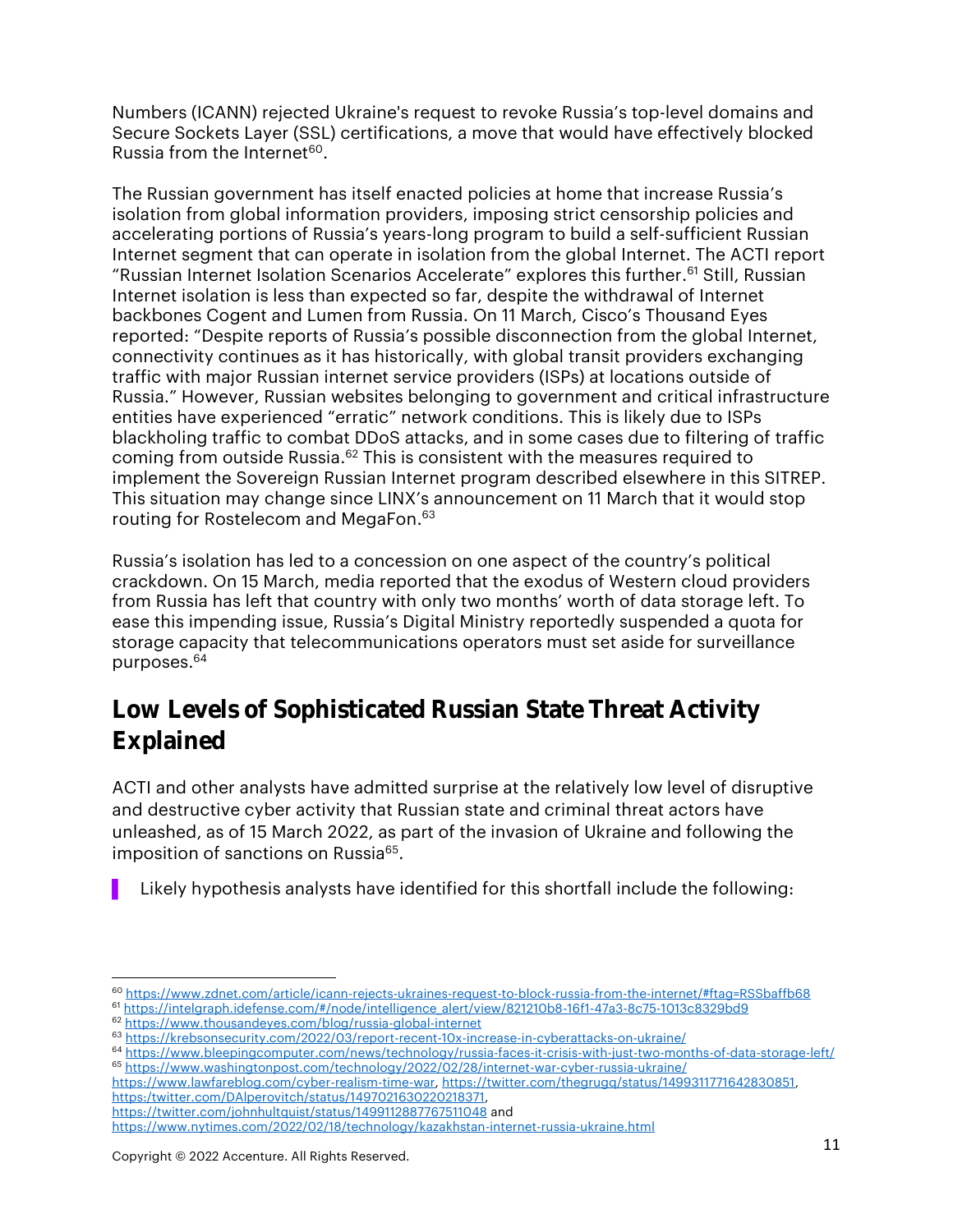Numbers (ICANN) rejected Ukraine's request to revoke Russia's top-level domains and Secure Sockets Layer (SSL) certifications, a move that would have effectively blocked Russia from the Internet[60].

The Russian government has itself enacted policies at home that increase Russia's isolation from global information providers, imposing strict censorship policies and accelerating portions of Russia's years-long program to build a self-sufficient Russian Internet segment that can operate in isolation from the global Internet. The ACTI report "Russian Internet Isolation Scenarios Accelerate" explores this further.[61] Still, Russian Internet isolation is less than expected so far, despite the withdrawal of Internet backbones Cogent and Lumen from Russia. On 11 March, Cisco's Thousand Eyes reported: "Despite reports of Russia's possible disconnection from the global Internet, connectivity continues as it has historically, with global transit providers exchanging traffic with major Russian internet service providers (ISPs) at locations outside of Russia." However, Russian websites belonging to government and critical infrastructure entities have experienced "erratic" network conditions. This is likely due to ISPs blackholing traffic to combat DDoS attacks, and in some cases due to filtering of traffic coming from outside Russia.[62] This is consistent with the measures required to implement the Sovereign Russian Internet program described elsewhere in this SITREP. This situation may change since LINX's announcement on 11 March that it would stop routing for Rostelecom and MegaFon.[63]

Russia's isolation has led to a concession on one aspect of the country's political crackdown. On 15 March, media reported that the exodus of Western cloud providers from Russia has left that country with only two months' worth of data storage left. To ease this impending issue, Russia's Digital Ministry reportedly suspended a quota for storage capacity that telecommunications operators must set aside for surveillance purposes.[64]

## Low Levels of Sophisticated Russian State Threat Activity Explained

ACTI and other analysts have admitted surprise at the relatively low level of disruptive and destructive cyber activity that Russian state and criminal threat actors have unleashed, as of 15 March 2022, as part of the invasion of Ukraine and following the imposition of sanctions on Russia[65].

> Likely hypothesis analysts have identified for this shortfall include the following:

---

[60] https://www.zdnet.com/article/icann-rejects-ukraines-request-to-block-russia-from-the-internet/#ftag=RSSbaffb68
[61] https://intelgraph.idefense.com/#/node/intelligence_alert/view/821210b8-16f1-47a3-8c75-1013c8329bd9
[62] https://www.thousandeyes.com/blog/russia-global-internet
[63] https://krebsonsecurity.com/2022/03/report-recent-10x-increase-in-cyberattacks-on-ukraine/
[64] https://www.bleepingcomputer.com/news/technology/russia-faces-it-crisis-with-just-two-months-of-data-storage-left/
[65] https://www.washingtonpost.com/technology/2022/02/28/internet-war-cyber-russia-ukraine/
https://www.lawfareblog.com/cyber-realism-time-war, https://twitter.com/thegrugq/status/1499311771642830851, https://twitter.com/DAlperovitch/status/1497021630220218371, https://twitter.com/johnhultquist/status/1499112887767511048 and https://www.nytimes.com/2022/02/18/technology/kazakhstan-internet-russia-ukraine.html

Copyright © 2022 Accenture. All Rights Reserved.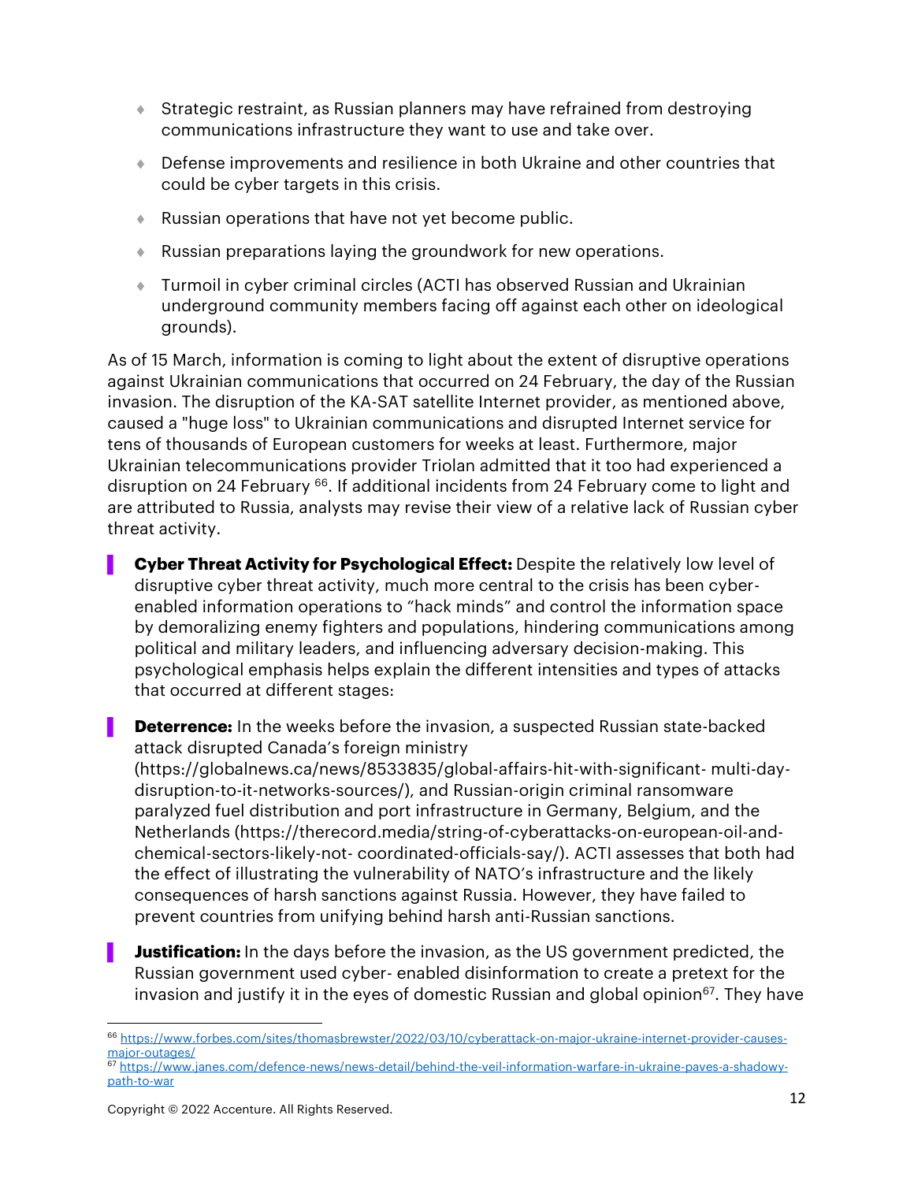- Strategic restraint, as Russian planners may have refrained from destroying communications infrastructure they want to use and take over.
- Defense improvements and resilience in both Ukraine and other countries that could be cyber targets in this crisis.
- Russian operations that have not yet become public.
- Russian preparations laying the groundwork for new operations.
- Turmoil in cyber criminal circles (ACTI has observed Russian and Ukrainian underground community members facing off against each other on ideological grounds).

As of 15 March, information is coming to light about the extent of disruptive operations against Ukrainian communications that occurred on 24 February, the day of the Russian invasion. The disruption of the KA-SAT satellite Internet provider, as mentioned above, caused a "huge loss" to Ukrainian communications and disrupted Internet service for tens of thousands of European customers for weeks at least. Furthermore, major Ukrainian telecommunications provider Triolan admitted that it too had experienced a disruption on 24 February [66]. If additional incidents from 24 February come to light and are attributed to Russia, analysts may revise their view of a relative lack of Russian cyber threat activity.

**Cyber Threat Activity for Psychological Effect:** Despite the relatively low level of disruptive cyber threat activity, much more central to the crisis has been cyber-enabled information operations to “hack minds” and control the information space by demoralizing enemy fighters and populations, hindering communications among political and military leaders, and influencing adversary decision-making. This psychological emphasis helps explain the different intensities and types of attacks that occurred at different stages:

**Deterrence:** In the weeks before the invasion, a suspected Russian state-backed attack disrupted Canada’s foreign ministry (https://globalnews.ca/news/8533835/global-affairs-hit-with-significant- multi-day-disruption-to-it-networks-sources/), and Russian-origin criminal ransomware paralyzed fuel distribution and port infrastructure in Germany, Belgium, and the Netherlands (https://therecord.media/string-of-cyberattacks-on-european-oil-and-chemical-sectors-likely-not- coordinated-officials-say/). ACTI assesses that both had the effect of illustrating the vulnerability of NATO’s infrastructure and the likely consequences of harsh sanctions against Russia. However, they have failed to prevent countries from unifying behind harsh anti-Russian sanctions.

**Justification:** In the days before the invasion, as the US government predicted, the Russian government used cyber- enabled disinformation to create a pretext for the invasion and justify it in the eyes of domestic Russian and global opinion[67]. They have

---

[66] https://www.forbes.com/sites/thomasbrewster/2022/03/10/cyberattack-on-major-ukraine-internet-provider-causes-major-outages/

[67] https://www.janes.com/defence-news/news-detail/behind-the-veil-information-warfare-in-ukraine-paves-a-shadowy-path-to-war

Copyright © 2022 Accenture. All Rights Reserved.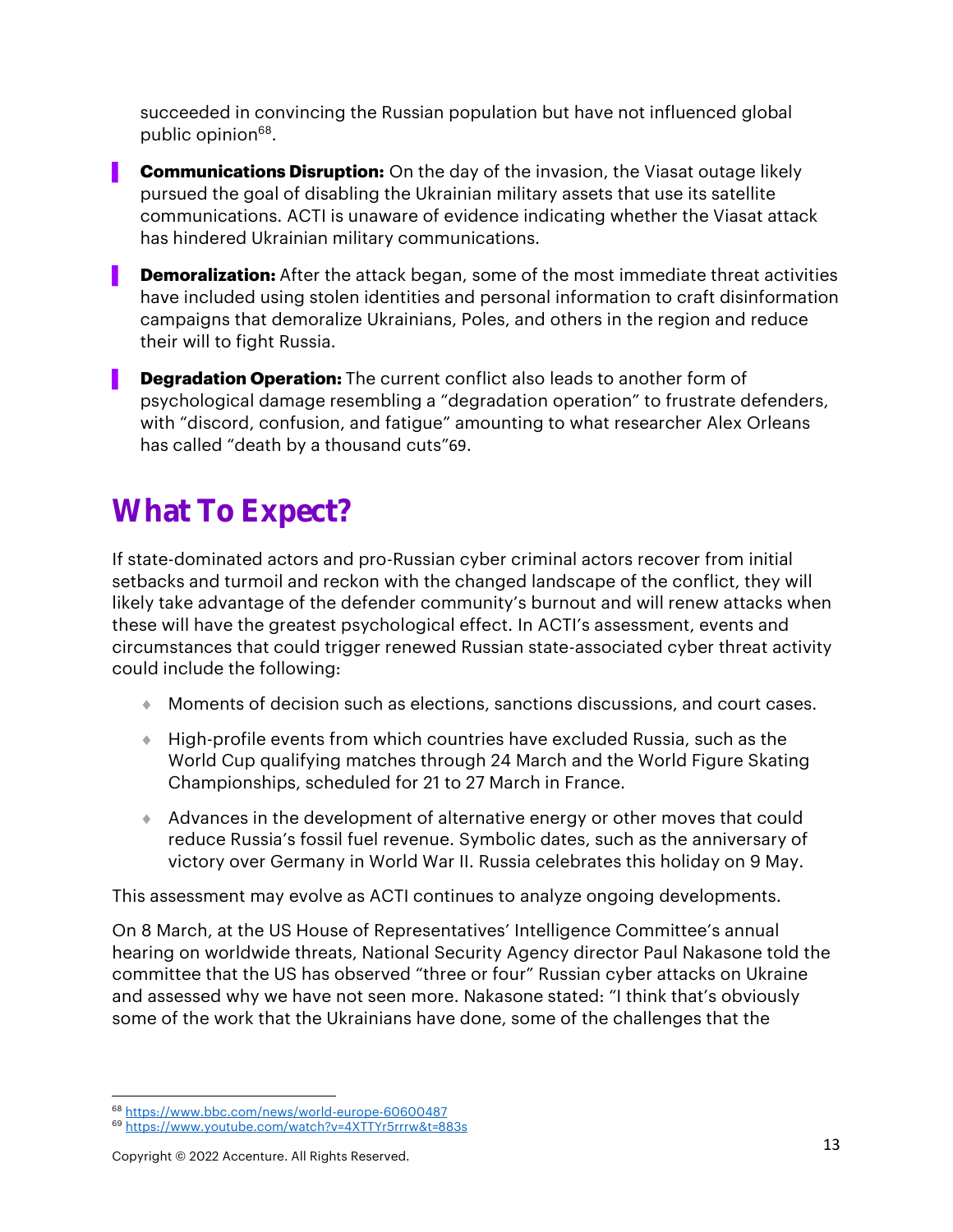succeeded in convincing the Russian population but have not influenced global public opinion[68].

- **Communications Disruption:** On the day of the invasion, the Viasat outage likely pursued the goal of disabling the Ukrainian military assets that use its satellite communications. ACTI is unaware of evidence indicating whether the Viasat attack has hindered Ukrainian military communications.
- **Demoralization:** After the attack began, some of the most immediate threat activities have included using stolen identities and personal information to craft disinformation campaigns that demoralize Ukrainians, Poles, and others in the region and reduce their will to fight Russia.
- **Degradation Operation:** The current conflict also leads to another form of psychological damage resembling a "degradation operation" to frustrate defenders, with "discord, confusion, and fatigue" amounting to what researcher Alex Orleans has called "death by a thousand cuts"[69].

## What To Expect?

If state-dominated actors and pro-Russian cyber criminal actors recover from initial setbacks and turmoil and reckon with the changed landscape of the conflict, they will likely take advantage of the defender community's burnout and will renew attacks when these will have the greatest psychological effect. In ACTI's assessment, events and circumstances that could trigger renewed Russian state-associated cyber threat activity could include the following:

- Moments of decision such as elections, sanctions discussions, and court cases.
- High-profile events from which countries have excluded Russia, such as the World Cup qualifying matches through 24 March and the World Figure Skating Championships, scheduled for 21 to 27 March in France.
- Advances in the development of alternative energy or other moves that could reduce Russia's fossil fuel revenue. Symbolic dates, such as the anniversary of victory over Germany in World War II. Russia celebrates this holiday on 9 May.

This assessment may evolve as ACTI continues to analyze ongoing developments.

On 8 March, at the US House of Representatives' Intelligence Committee's annual hearing on worldwide threats, National Security Agency director Paul Nakasone told the committee that the US has observed "three or four" Russian cyber attacks on Ukraine and assessed why we have not seen more. Nakasone stated: "I think that's obviously some of the work that the Ukrainians have done, some of the challenges that the

[68] https://www.bbc.com/news/world-europe-60600487
[69] https://www.youtube.com/watch?v=4XTTYr5rrrw&t=883s

Copyright © 2022 Accenture. All Rights Reserved.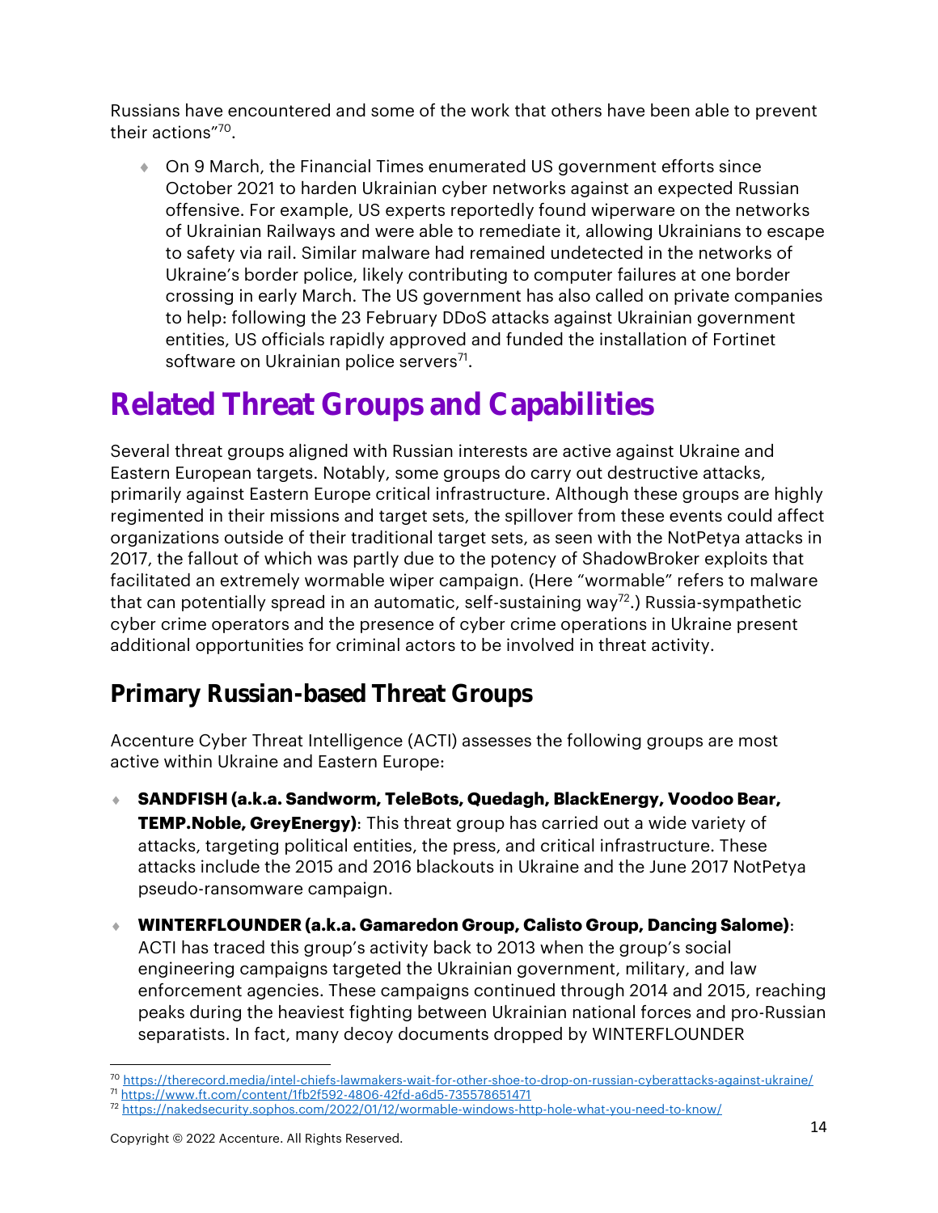Russians have encountered and some of the work that others have been able to prevent their actions”[70].

- On 9 March, the Financial Times enumerated US government efforts since October 2021 to harden Ukrainian cyber networks against an expected Russian offensive. For example, US experts reportedly found wiperware on the networks of Ukrainian Railways and were able to remediate it, allowing Ukrainians to escape to safety via rail. Similar malware had remained undetected in the networks of Ukraine’s border police, likely contributing to computer failures at one border crossing in early March. The US government has also called on private companies to help: following the 23 February DDoS attacks against Ukrainian government entities, US officials rapidly approved and funded the installation of Fortinet software on Ukrainian police servers[71].

# Related Threat Groups and Capabilities

Several threat groups aligned with Russian interests are active against Ukraine and Eastern European targets. Notably, some groups do carry out destructive attacks, primarily against Eastern Europe critical infrastructure. Although these groups are highly regimented in their missions and target sets, the spillover from these events could affect organizations outside of their traditional target sets, as seen with the NotPetya attacks in 2017, the fallout of which was partly due to the potency of ShadowBroker exploits that facilitated an extremely wormable wiper campaign. (Here “wormable” refers to malware that can potentially spread in an automatic, self-sustaining way[72].) Russia-sympathetic cyber crime operators and the presence of cyber crime operations in Ukraine present additional opportunities for criminal actors to be involved in threat activity.

## Primary Russian-based Threat Groups

Accenture Cyber Threat Intelligence (ACTI) assesses the following groups are most active within Ukraine and Eastern Europe:

- **SANDFISH (a.k.a. Sandworm, TeleBots, Quedagh, BlackEnergy, Voodoo Bear, TEMP.Noble, GreyEnergy)**: This threat group has carried out a wide variety of attacks, targeting political entities, the press, and critical infrastructure. These attacks include the 2015 and 2016 blackouts in Ukraine and the June 2017 NotPetya pseudo-ransomware campaign.

- **WINTERFLOUNDER (a.k.a. Gamaredon Group, Calisto Group, Dancing Salome)**: ACTI has traced this group’s activity back to 2013 when the group’s social engineering campaigns targeted the Ukrainian government, military, and law enforcement agencies. These campaigns continued through 2014 and 2015, reaching peaks during the heaviest fighting between Ukrainian national forces and pro-Russian separatists. In fact, many decoy documents dropped by WINTERFLOUNDER

[70] https://therecord.media/intel-chiefs-lawmakers-wait-for-other-shoe-to-drop-on-russian-cyberattacks-against-ukraine/
[71] https://www.ft.com/content/1fb2f592-4806-42fd-a6d5-735578651471
[72] https://nakedsecurity.sophos.com/2022/01/12/wormable-windows-http-hole-what-you-need-to-know/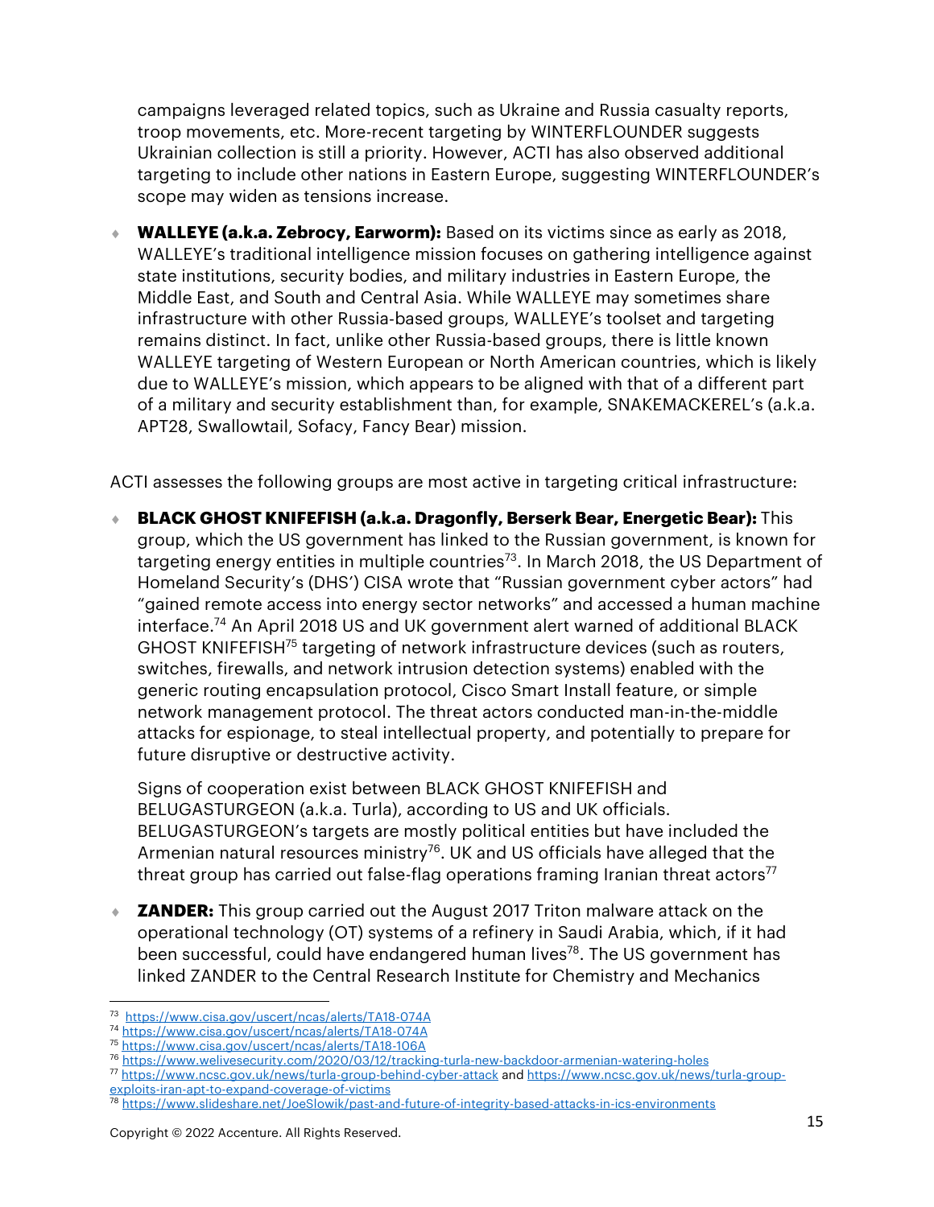campaigns leveraged related topics, such as Ukraine and Russia casualty reports, troop movements, etc. More-recent targeting by WINTERFLOUNDER suggests Ukrainian collection is still a priority. However, ACTI has also observed additional targeting to include other nations in Eastern Europe, suggesting WINTERFLOUNDER's scope may widen as tensions increase.

- **WALLEYE (a.k.a. Zebrocy, Earworm):** Based on its victims since as early as 2018, WALLEYE's traditional intelligence mission focuses on gathering intelligence against state institutions, security bodies, and military industries in Eastern Europe, the Middle East, and South and Central Asia. While WALLEYE may sometimes share infrastructure with other Russia-based groups, WALLEYE's toolset and targeting remains distinct. In fact, unlike other Russia-based groups, there is little known WALLEYE targeting of Western European or North American countries, which is likely due to WALLEYE's mission, which appears to be aligned with that of a different part of a military and security establishment than, for example, SNAKEMACKEREL's (a.k.a. APT28, Swallowtail, Sofacy, Fancy Bear) mission.

ACTI assesses the following groups are most active in targeting critical infrastructure:

- **BLACK GHOST KNIFEFISH (a.k.a. Dragonfly, Berserk Bear, Energetic Bear):** This group, which the US government has linked to the Russian government, is known for targeting energy entities in multiple countries[73]. In March 2018, the US Department of Homeland Security's (DHS') CISA wrote that "Russian government cyber actors" had "gained remote access into energy sector networks" and accessed a human machine interface.[74] An April 2018 US and UK government alert warned of additional BLACK GHOST KNIFEFISH[75] targeting of network infrastructure devices (such as routers, switches, firewalls, and network intrusion detection systems) enabled with the generic routing encapsulation protocol, Cisco Smart Install feature, or simple network management protocol. The threat actors conducted man-in-the-middle attacks for espionage, to steal intellectual property, and potentially to prepare for future disruptive or destructive activity.

  Signs of cooperation exist between BLACK GHOST KNIFEFISH and BELUGASTURGEON (a.k.a. Turla), according to US and UK officials. BELUGASTURGEON's targets are mostly political entities but have included the Armenian natural resources ministry[76]. UK and US officials have alleged that the threat group has carried out false-flag operations framing Iranian threat actors[77]

- **ZANDER:** This group carried out the August 2017 Triton malware attack on the operational technology (OT) systems of a refinery in Saudi Arabia, which, if it had been successful, could have endangered human lives[78]. The US government has linked ZANDER to the Central Research Institute for Chemistry and Mechanics

---

[73] https://www.cisa.gov/uscert/ncas/alerts/TA18-074A
[74] https://www.cisa.gov/uscert/ncas/alerts/TA18-074A
[75] https://www.cisa.gov/uscert/ncas/alerts/TA18-106A
[76] https://www.welivesecurity.com/2020/03/12/tracking-turla-new-backdoor-armenian-watering-holes
[77] https://www.ncsc.gov.uk/news/turla-group-behind-cyber-attack and https://www.ncsc.gov.uk/news/turla-group-exploits-iran-apt-to-expand-coverage-of-victims
[78] https://www.slideshare.net/JoeSlowik/past-and-future-of-integrity-based-attacks-in-ics-environments

Copyright © 2022 Accenture. All Rights Reserved.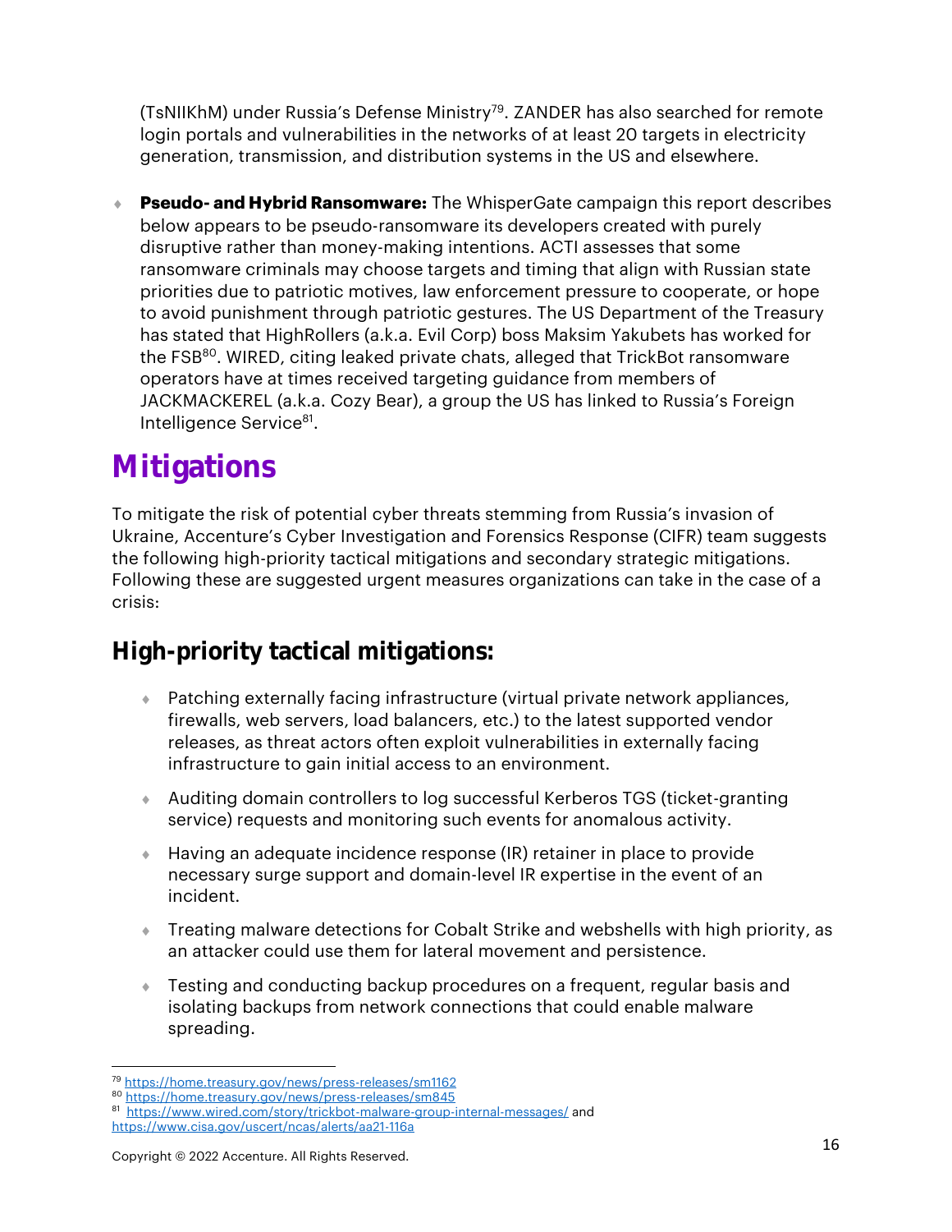(TsNIIKhM) under Russia's Defense Ministry[79]. ZANDER has also searched for remote login portals and vulnerabilities in the networks of at least 20 targets in electricity generation, transmission, and distribution systems in the US and elsewhere.

- **Pseudo- and Hybrid Ransomware:** The WhisperGate campaign this report describes below appears to be pseudo-ransomware its developers created with purely disruptive rather than money-making intentions. ACTI assesses that some ransomware criminals may choose targets and timing that align with Russian state priorities due to patriotic motives, law enforcement pressure to cooperate, or hope to avoid punishment through patriotic gestures. The US Department of the Treasury has stated that HighRollers (a.k.a. Evil Corp) boss Maksim Yakubets has worked for the FSB[80]. WIRED, citing leaked private chats, alleged that TrickBot ransomware operators have at times received targeting guidance from members of JACKMACKEREL (a.k.a. Cozy Bear), a group the US has linked to Russia's Foreign Intelligence Service[81].

# Mitigations

To mitigate the risk of potential cyber threats stemming from Russia's invasion of Ukraine, Accenture's Cyber Investigation and Forensics Response (CIFR) team suggests the following high-priority tactical mitigations and secondary strategic mitigations. Following these are suggested urgent measures organizations can take in the case of a crisis:

## High-priority tactical mitigations:

- Patching externally facing infrastructure (virtual private network appliances, firewalls, web servers, load balancers, etc.) to the latest supported vendor releases, as threat actors often exploit vulnerabilities in externally facing infrastructure to gain initial access to an environment.
- Auditing domain controllers to log successful Kerberos TGS (ticket-granting service) requests and monitoring such events for anomalous activity.
- Having an adequate incidence response (IR) retainer in place to provide necessary surge support and domain-level IR expertise in the event of an incident.
- Treating malware detections for Cobalt Strike and webshells with high priority, as an attacker could use them for lateral movement and persistence.
- Testing and conducting backup procedures on a frequent, regular basis and isolating backups from network connections that could enable malware spreading.

---

[79] https://home.treasury.gov/news/press-releases/sm1162
[80] https://home.treasury.gov/news/press-releases/sm845
[81] https://www.wired.com/story/trickbot-malware-group-internal-messages/ and https://www.cisa.gov/uscert/ncas/alerts/aa21-116a

Copyright © 2022 Accenture. All Rights Reserved.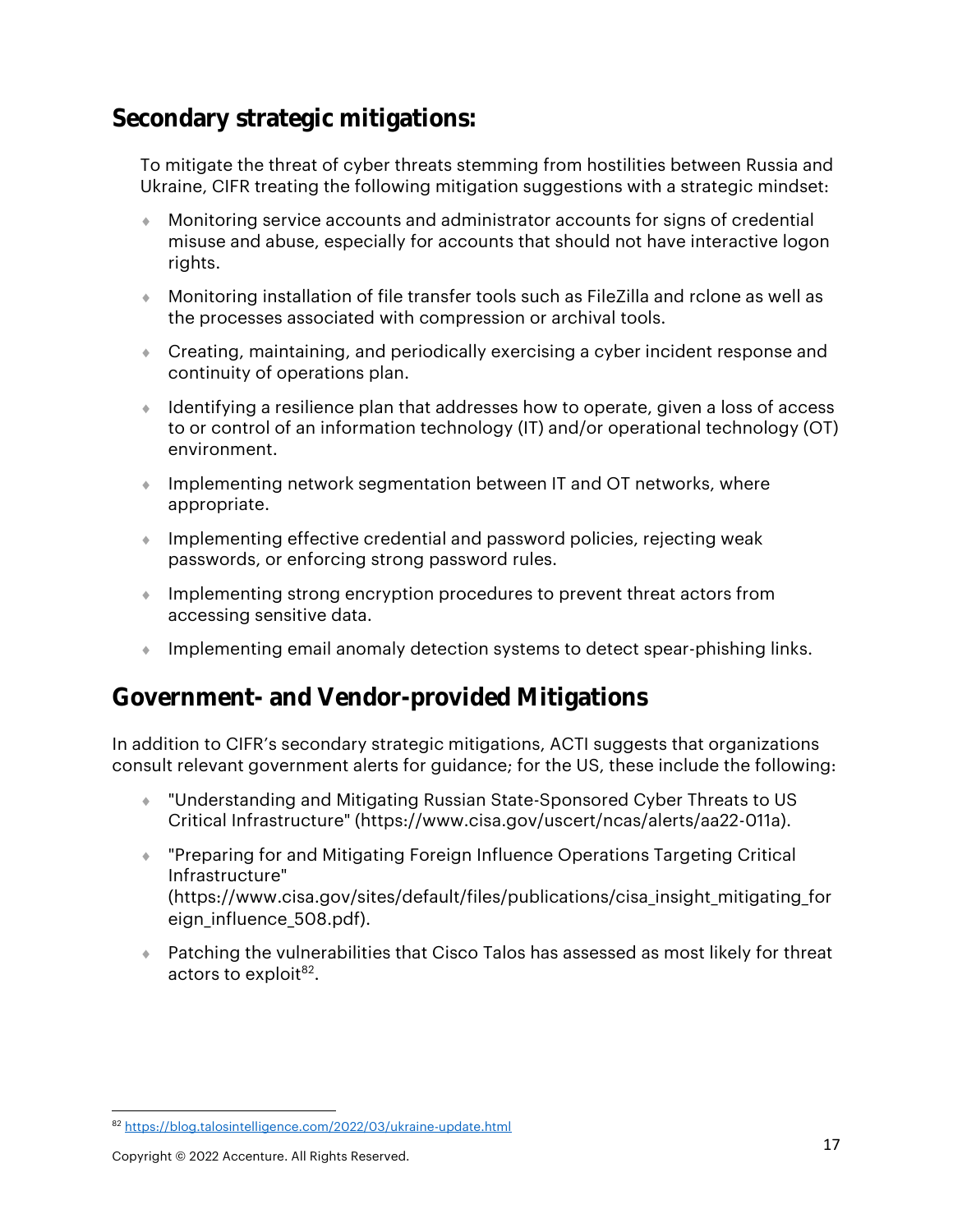## Secondary strategic mitigations:

To mitigate the threat of cyber threats stemming from hostilities between Russia and Ukraine, CIFR treating the following mitigation suggestions with a strategic mindset:

- Monitoring service accounts and administrator accounts for signs of credential misuse and abuse, especially for accounts that should not have interactive logon rights.
- Monitoring installation of file transfer tools such as FileZilla and rclone as well as the processes associated with compression or archival tools.
- Creating, maintaining, and periodically exercising a cyber incident response and continuity of operations plan.
- Identifying a resilience plan that addresses how to operate, given a loss of access to or control of an information technology (IT) and/or operational technology (OT) environment.
- Implementing network segmentation between IT and OT networks, where appropriate.
- Implementing effective credential and password policies, rejecting weak passwords, or enforcing strong password rules.
- Implementing strong encryption procedures to prevent threat actors from accessing sensitive data.
- Implementing email anomaly detection systems to detect spear-phishing links.

## Government- and Vendor-provided Mitigations

In addition to CIFR's secondary strategic mitigations, ACTI suggests that organizations consult relevant government alerts for guidance; for the US, these include the following:

- "Understanding and Mitigating Russian State-Sponsored Cyber Threats to US Critical Infrastructure" (https://www.cisa.gov/uscert/ncas/alerts/aa22-011a).
- "Preparing for and Mitigating Foreign Influence Operations Targeting Critical Infrastructure" (https://www.cisa.gov/sites/default/files/publications/cisa_insight_mitigating_foreign_influence_508.pdf).
- Patching the vulnerabilities that Cisco Talos has assessed as most likely for threat actors to exploit[82].

[82] https://blog.talosintelligence.com/2022/03/ukraine-update.html

Copyright © 2022 Accenture. All Rights Reserved.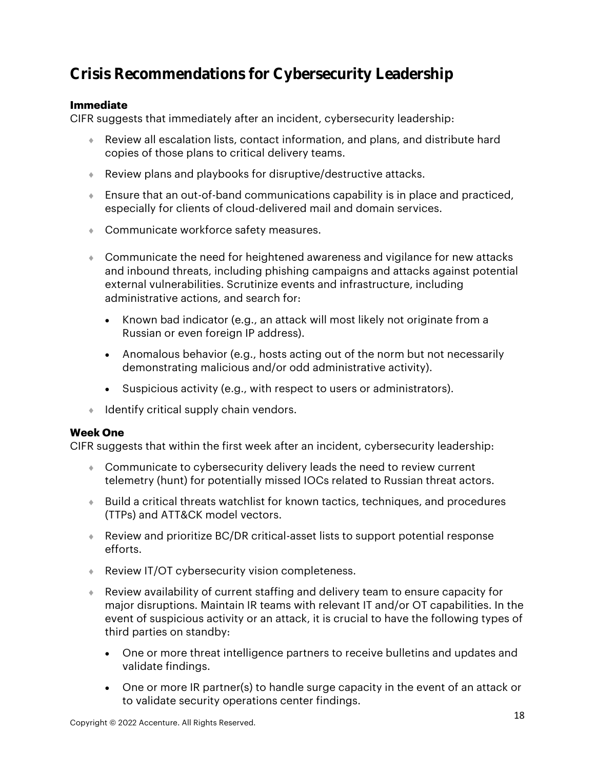# Crisis Recommendations for Cybersecurity Leadership

**Immediate**

CIFR suggests that immediately after an incident, cybersecurity leadership:

- Review all escalation lists, contact information, and plans, and distribute hard copies of those plans to critical delivery teams.
- Review plans and playbooks for disruptive/destructive attacks.
- Ensure that an out-of-band communications capability is in place and practiced, especially for clients of cloud-delivered mail and domain services.
- Communicate workforce safety measures.
- Communicate the need for heightened awareness and vigilance for new attacks and inbound threats, including phishing campaigns and attacks against potential external vulnerabilities. Scrutinize events and infrastructure, including administrative actions, and search for:
  - Known bad indicator (e.g., an attack will most likely not originate from a Russian or even foreign IP address).
  - Anomalous behavior (e.g., hosts acting out of the norm but not necessarily demonstrating malicious and/or odd administrative activity).
  - Suspicious activity (e.g., with respect to users or administrators).
- Identify critical supply chain vendors.

**Week One**

CIFR suggests that within the first week after an incident, cybersecurity leadership:

- Communicate to cybersecurity delivery leads the need to review current telemetry (hunt) for potentially missed IOCs related to Russian threat actors.
- Build a critical threats watchlist for known tactics, techniques, and procedures (TTPs) and ATT&CK model vectors.
- Review and prioritize BC/DR critical-asset lists to support potential response efforts.
- Review IT/OT cybersecurity vision completeness.
- Review availability of current staffing and delivery team to ensure capacity for major disruptions. Maintain IR teams with relevant IT and/or OT capabilities. In the event of suspicious activity or an attack, it is crucial to have the following types of third parties on standby:
  - One or more threat intelligence partners to receive bulletins and updates and validate findings.
  - One or more IR partner(s) to handle surge capacity in the event of an attack or to validate security operations center findings.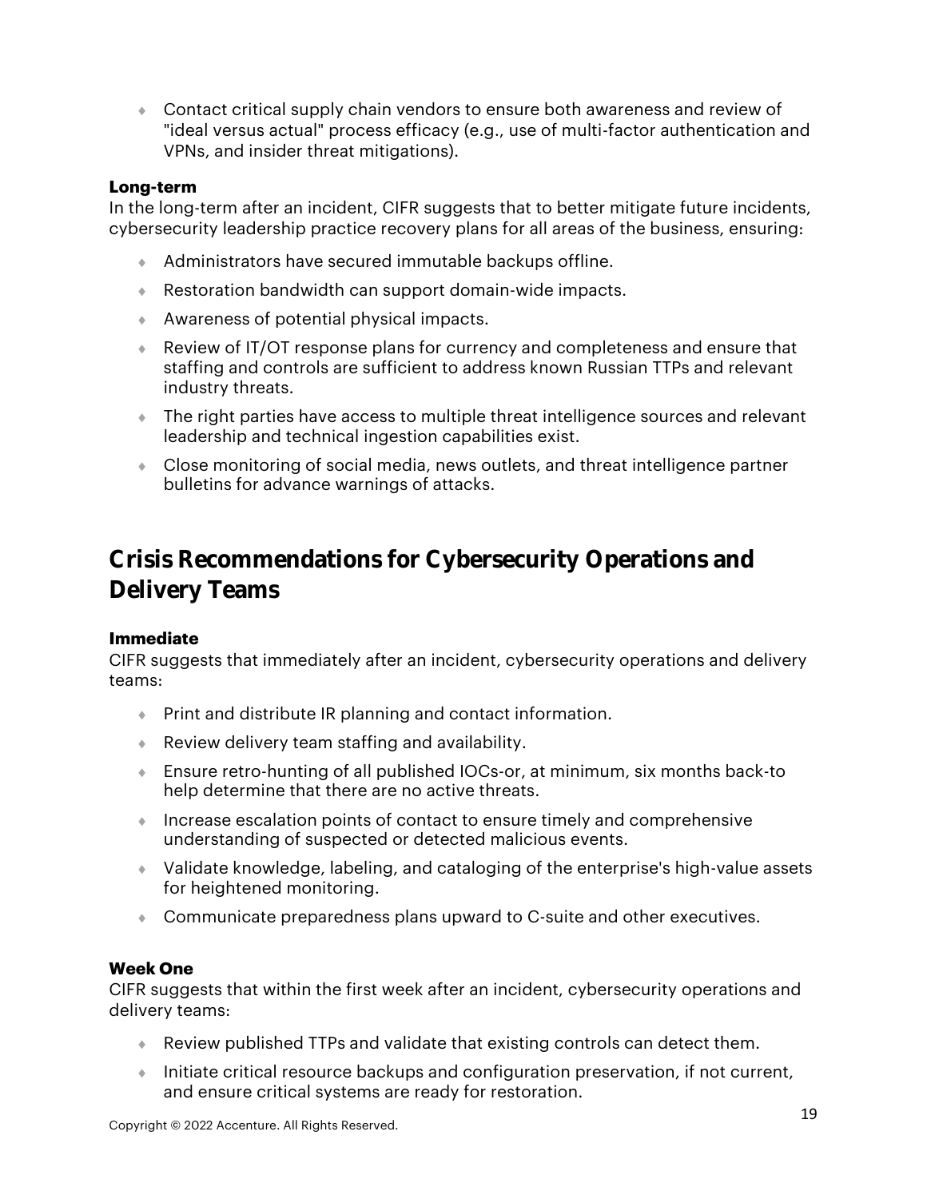- Contact critical supply chain vendors to ensure both awareness and review of "ideal versus actual" process efficacy (e.g., use of multi-factor authentication and VPNs, and insider threat mitigations).

**Long-term**
In the long-term after an incident, CIFR suggests that to better mitigate future incidents, cybersecurity leadership practice recovery plans for all areas of the business, ensuring:

- Administrators have secured immutable backups offline.
- Restoration bandwidth can support domain-wide impacts.
- Awareness of potential physical impacts.
- Review of IT/OT response plans for currency and completeness and ensure that staffing and controls are sufficient to address known Russian TTPs and relevant industry threats.
- The right parties have access to multiple threat intelligence sources and relevant leadership and technical ingestion capabilities exist.
- Close monitoring of social media, news outlets, and threat intelligence partner bulletins for advance warnings of attacks.

## Crisis Recommendations for Cybersecurity Operations and Delivery Teams

**Immediate**
CIFR suggests that immediately after an incident, cybersecurity operations and delivery teams:

- Print and distribute IR planning and contact information.
- Review delivery team staffing and availability.
- Ensure retro-hunting of all published IOCs-or, at minimum, six months back-to help determine that there are no active threats.
- Increase escalation points of contact to ensure timely and comprehensive understanding of suspected or detected malicious events.
- Validate knowledge, labeling, and cataloging of the enterprise's high-value assets for heightened monitoring.
- Communicate preparedness plans upward to C-suite and other executives.

**Week One**
CIFR suggests that within the first week after an incident, cybersecurity operations and delivery teams:

- Review published TTPs and validate that existing controls can detect them.
- Initiate critical resource backups and configuration preservation, if not current, and ensure critical systems are ready for restoration.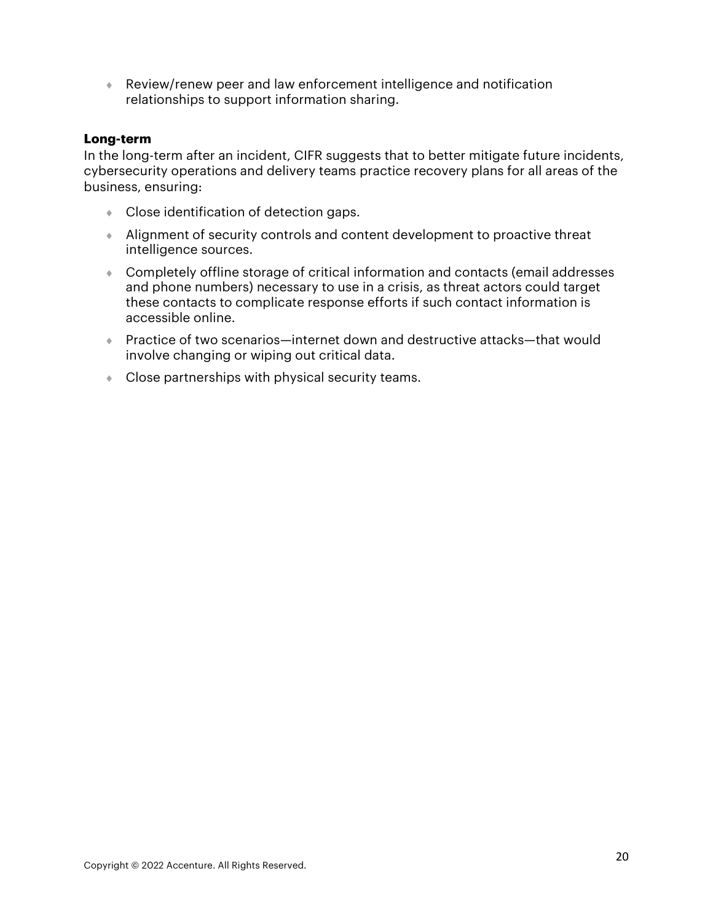- Review/renew peer and law enforcement intelligence and notification relationships to support information sharing.

**Long-term**

In the long-term after an incident, CIFR suggests that to better mitigate future incidents, cybersecurity operations and delivery teams practice recovery plans for all areas of the business, ensuring:

- Close identification of detection gaps.
- Alignment of security controls and content development to proactive threat intelligence sources.
- Completely offline storage of critical information and contacts (email addresses and phone numbers) necessary to use in a crisis, as threat actors could target these contacts to complicate response efforts if such contact information is accessible online.
- Practice of two scenarios—internet down and destructive attacks—that would involve changing or wiping out critical data.
- Close partnerships with physical security teams.

Copyright © 2022 Accenture. All Rights Reserved.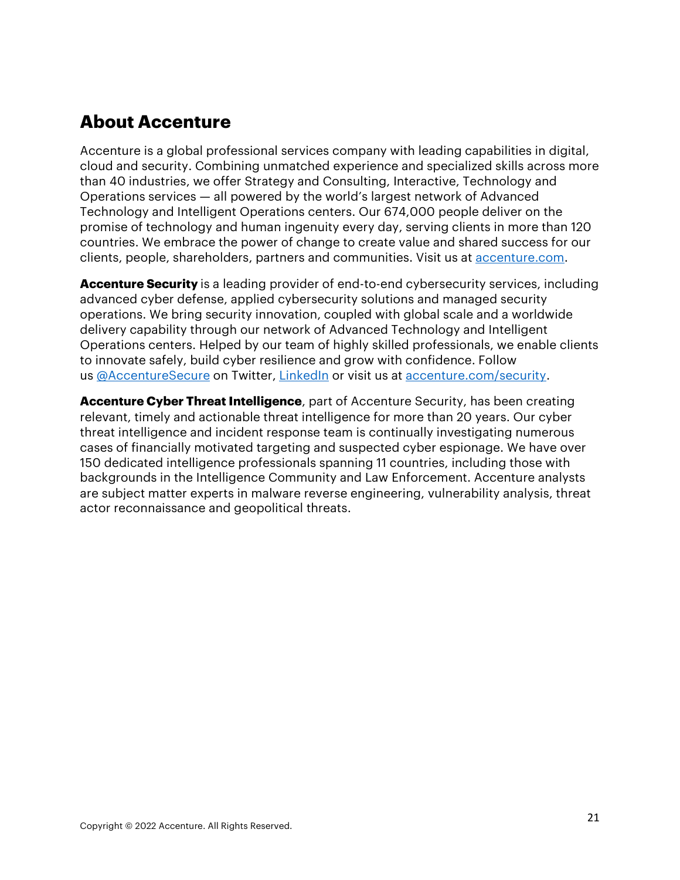## About Accenture

Accenture is a global professional services company with leading capabilities in digital, cloud and security. Combining unmatched experience and specialized skills across more than 40 industries, we offer Strategy and Consulting, Interactive, Technology and Operations services — all powered by the world's largest network of Advanced Technology and Intelligent Operations centers. Our 674,000 people deliver on the promise of technology and human ingenuity every day, serving clients in more than 120 countries. We embrace the power of change to create value and shared success for our clients, people, shareholders, partners and communities. Visit us at accenture.com.

**Accenture Security** is a leading provider of end-to-end cybersecurity services, including advanced cyber defense, applied cybersecurity solutions and managed security operations. We bring security innovation, coupled with global scale and a worldwide delivery capability through our network of Advanced Technology and Intelligent Operations centers. Helped by our team of highly skilled professionals, we enable clients to innovate safely, build cyber resilience and grow with confidence. Follow us @AccentureSecure on Twitter, LinkedIn or visit us at accenture.com/security.

**Accenture Cyber Threat Intelligence**, part of Accenture Security, has been creating relevant, timely and actionable threat intelligence for more than 20 years. Our cyber threat intelligence and incident response team is continually investigating numerous cases of financially motivated targeting and suspected cyber espionage. We have over 150 dedicated intelligence professionals spanning 11 countries, including those with backgrounds in the Intelligence Community and Law Enforcement. Accenture analysts are subject matter experts in malware reverse engineering, vulnerability analysis, threat actor reconnaissance and geopolitical threats.

Copyright © 2022 Accenture. All Rights Reserved.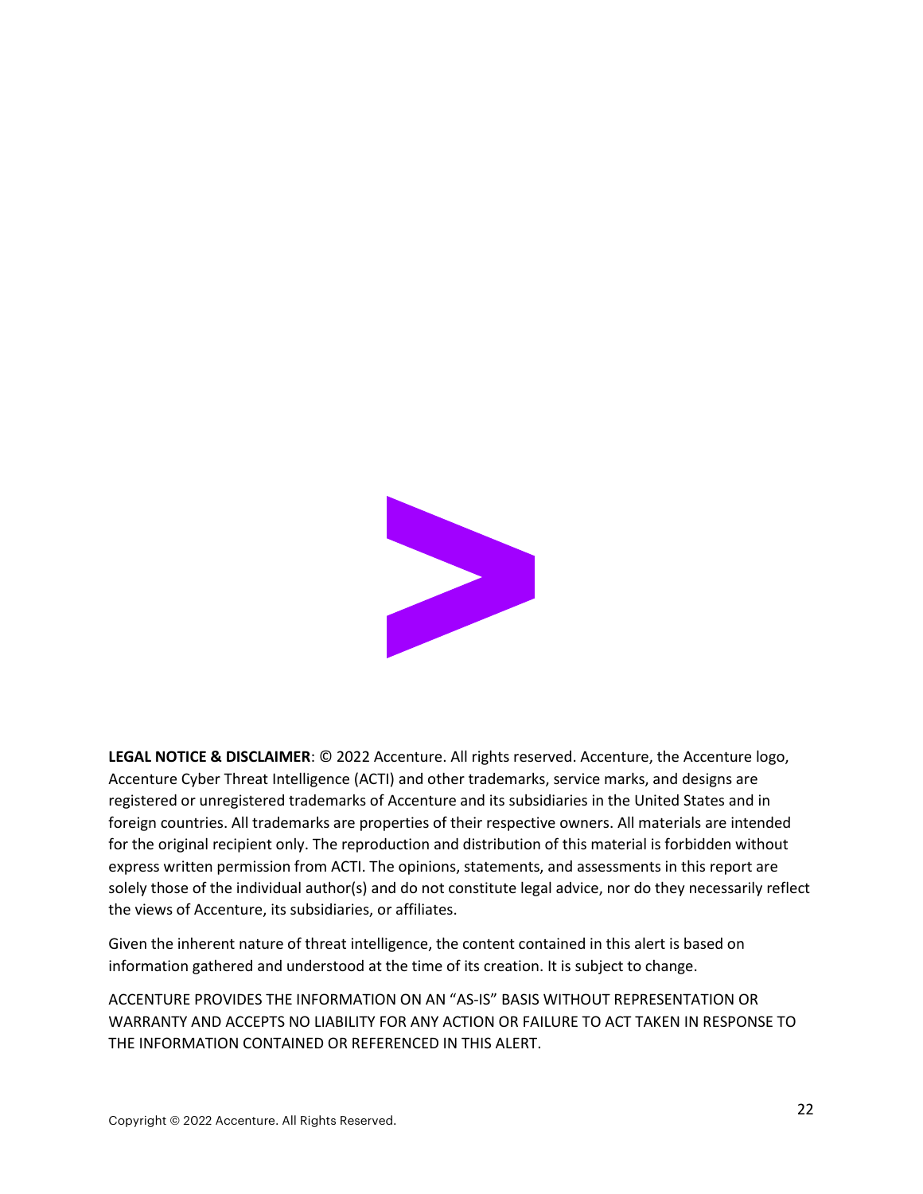**LEGAL NOTICE & DISCLAIMER**: © 2022 Accenture. All rights reserved. Accenture, the Accenture logo, Accenture Cyber Threat Intelligence (ACTI) and other trademarks, service marks, and designs are registered or unregistered trademarks of Accenture and its subsidiaries in the United States and in foreign countries. All trademarks are properties of their respective owners. All materials are intended for the original recipient only. The reproduction and distribution of this material is forbidden without express written permission from ACTI. The opinions, statements, and assessments in this report are solely those of the individual author(s) and do not constitute legal advice, nor do they necessarily reflect the views of Accenture, its subsidiaries, or affiliates.

Given the inherent nature of threat intelligence, the content contained in this alert is based on information gathered and understood at the time of its creation. It is subject to change.

ACCENTURE PROVIDES THE INFORMATION ON AN "AS-IS" BASIS WITHOUT REPRESENTATION OR WARRANTY AND ACCEPTS NO LIABILITY FOR ANY ACTION OR FAILURE TO ACT TAKEN IN RESPONSE TO THE INFORMATION CONTAINED OR REFERENCED IN THIS ALERT.